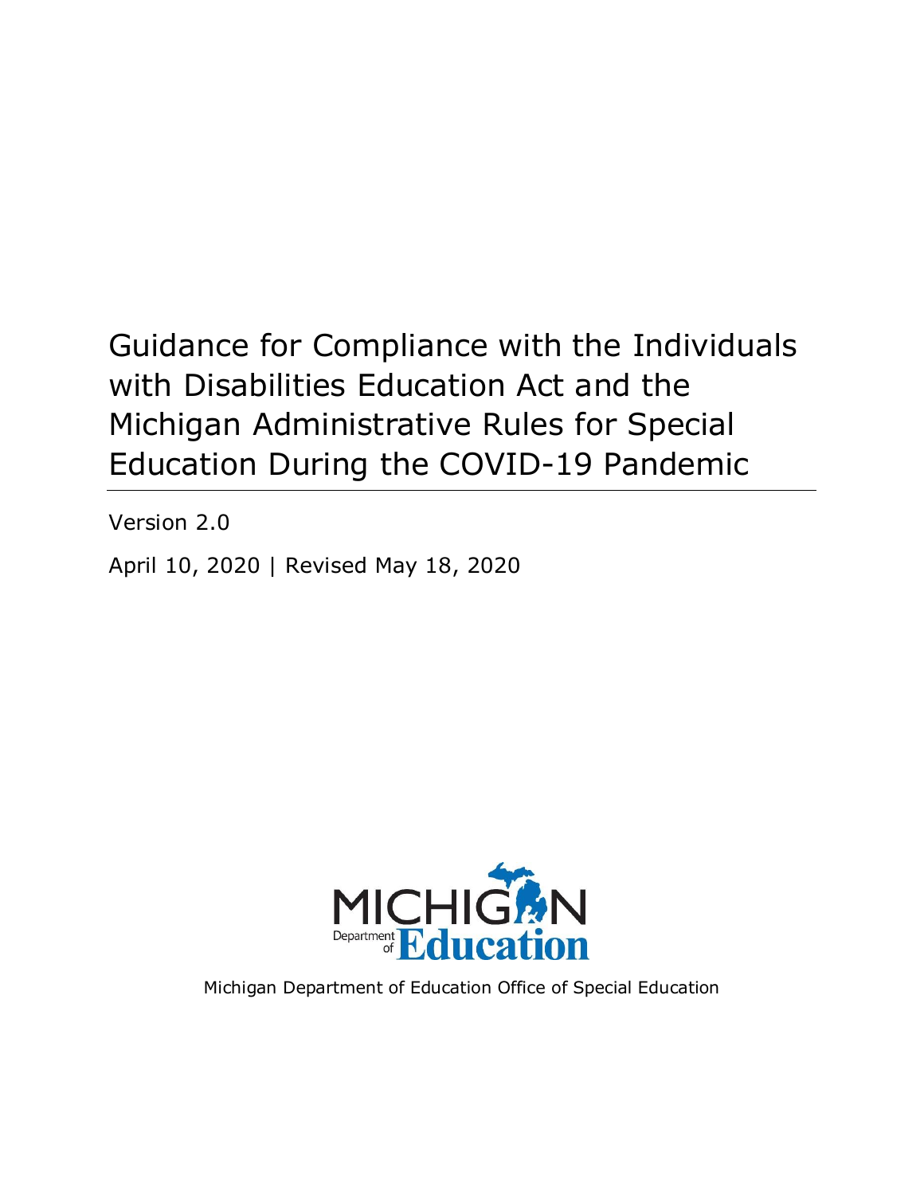# Guidance for Compliance with the Individuals with Disabilities Education Act and the Michigan Administrative Rules for Special Education During the COVID-19 Pandemic

Version 2.0

April 10, 2020 | Revised May 18, 2020

MICHIGAN Department of Education

Michigan Department of Education Office of Special Education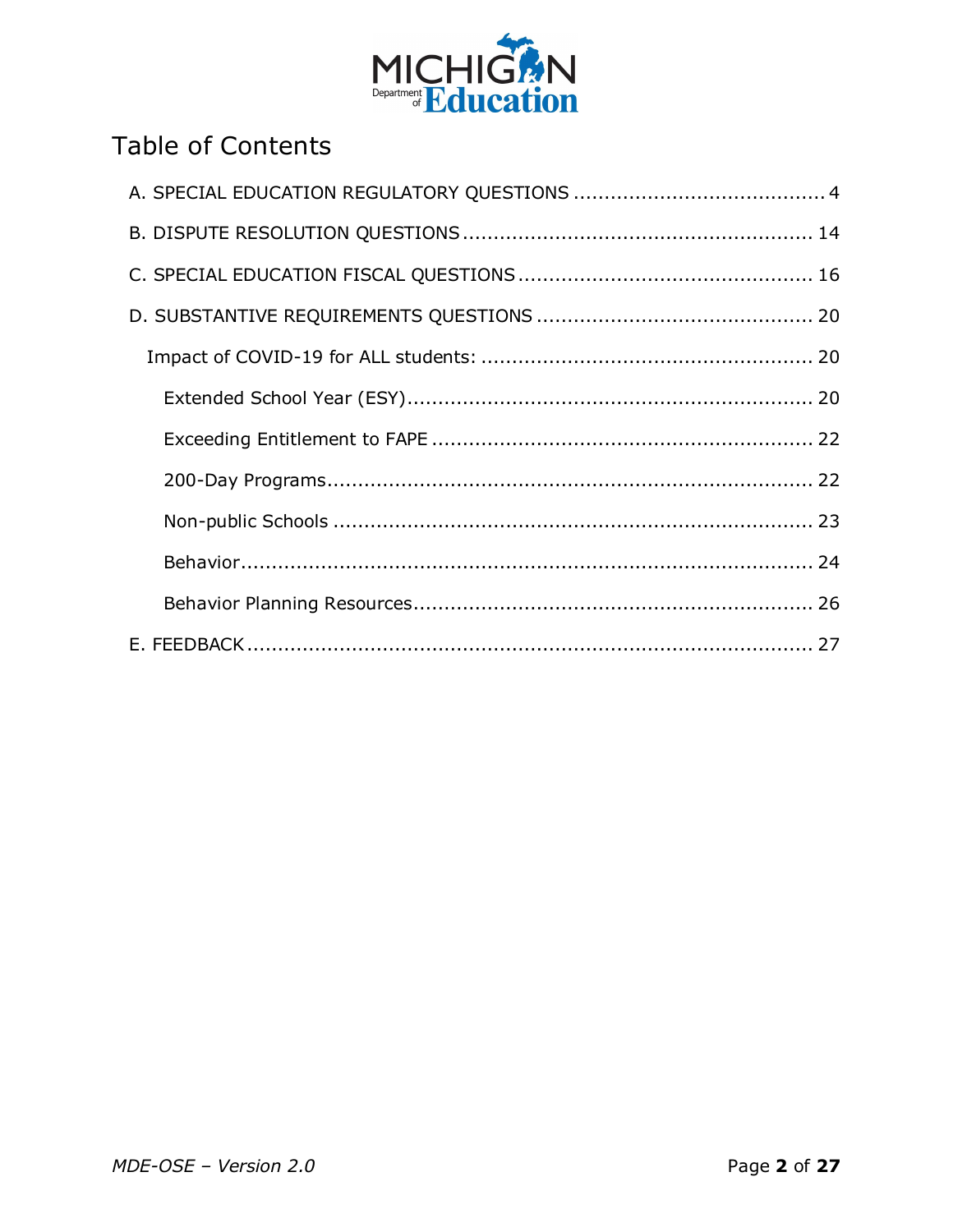# Table of Contents

- A. SPECIAL EDUCATION REGULATORY QUESTIONS ........................................ 4
- B. DISPUTE RESOLUTION QUESTIONS ........................................................ 14
- C. SPECIAL EDUCATION FISCAL QUESTIONS ............................................... 16
- D. SUBSTANTIVE REQUIREMENTS QUESTIONS ............................................ 20
  - Impact of COVID-19 for ALL students: ...................................................... 20
    - Extended School Year (ESY) .................................................................. 20
    - Exceeding Entitlement to FAPE ............................................................. 22
    - 200-Day Programs ................................................................................ 22
    - Non-public Schools ............................................................................... 23
    - Behavior ................................................................................................ 24
    - Behavior Planning Resources ................................................................. 26
- E. FEEDBACK .......................................................................................... 27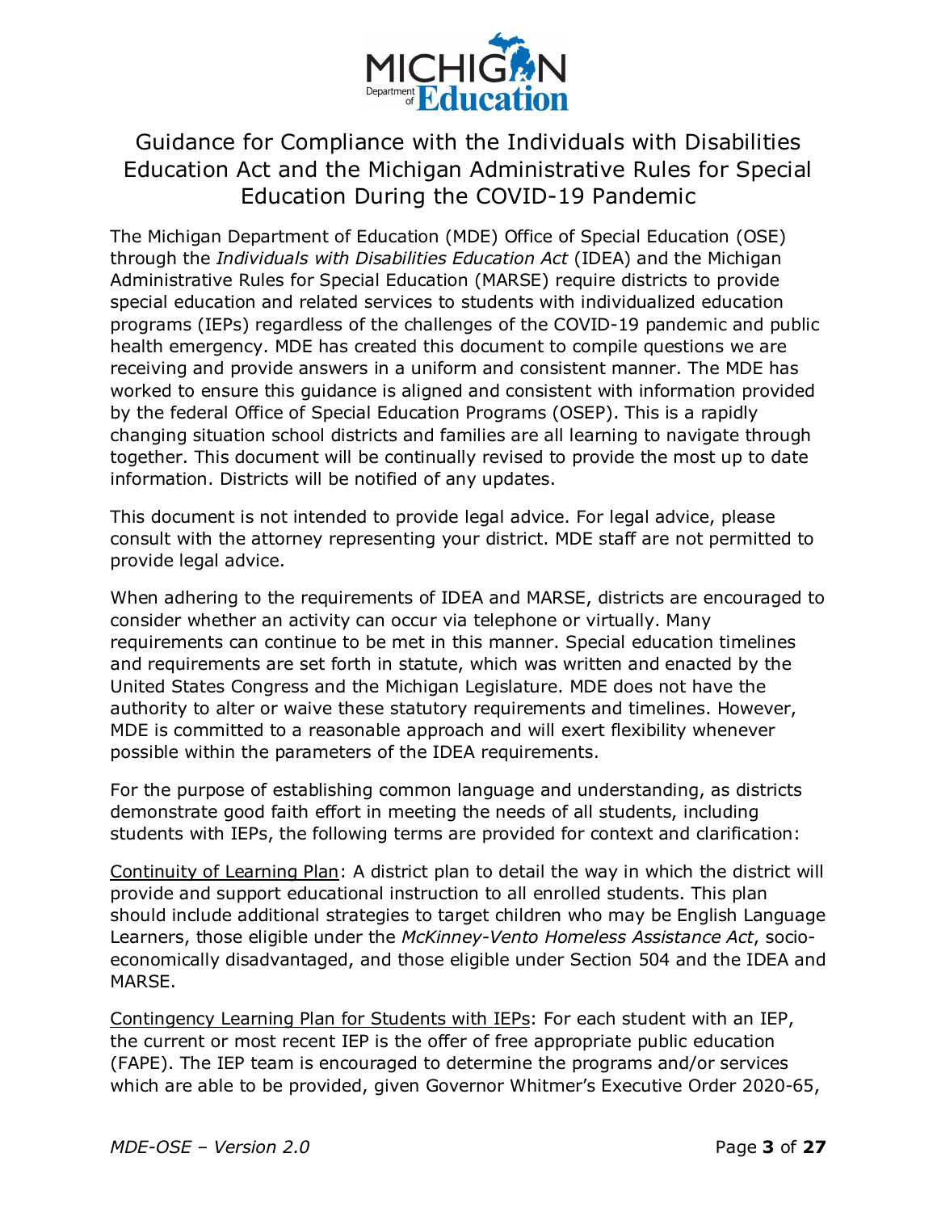# Guidance for Compliance with the Individuals with Disabilities Education Act and the Michigan Administrative Rules for Special Education During the COVID-19 Pandemic

The Michigan Department of Education (MDE) Office of Special Education (OSE) through the *Individuals with Disabilities Education Act* (IDEA) and the Michigan Administrative Rules for Special Education (MARSE) require districts to provide special education and related services to students with individualized education programs (IEPs) regardless of the challenges of the COVID-19 pandemic and public health emergency. MDE has created this document to compile questions we are receiving and provide answers in a uniform and consistent manner. The MDE has worked to ensure this guidance is aligned and consistent with information provided by the federal Office of Special Education Programs (OSEP). This is a rapidly changing situation school districts and families are all learning to navigate through together. This document will be continually revised to provide the most up to date information. Districts will be notified of any updates.

This document is not intended to provide legal advice. For legal advice, please consult with the attorney representing your district. MDE staff are not permitted to provide legal advice.

When adhering to the requirements of IDEA and MARSE, districts are encouraged to consider whether an activity can occur via telephone or virtually. Many requirements can continue to be met in this manner. Special education timelines and requirements are set forth in statute, which was written and enacted by the United States Congress and the Michigan Legislature. MDE does not have the authority to alter or waive these statutory requirements and timelines. However, MDE is committed to a reasonable approach and will exert flexibility whenever possible within the parameters of the IDEA requirements.

For the purpose of establishing common language and understanding, as districts demonstrate good faith effort in meeting the needs of all students, including students with IEPs, the following terms are provided for context and clarification:

<u>Continuity of Learning Plan</u>: A district plan to detail the way in which the district will provide and support educational instruction to all enrolled students. This plan should include additional strategies to target children who may be English Language Learners, those eligible under the *McKinney-Vento Homeless Assistance Act*, socio-economically disadvantaged, and those eligible under Section 504 and the IDEA and MARSE.

<u>Contingency Learning Plan for Students with IEPs</u>: For each student with an IEP, the current or most recent IEP is the offer of free appropriate public education (FAPE). The IEP team is encouraged to determine the programs and/or services which are able to be provided, given Governor Whitmer's Executive Order 2020-65,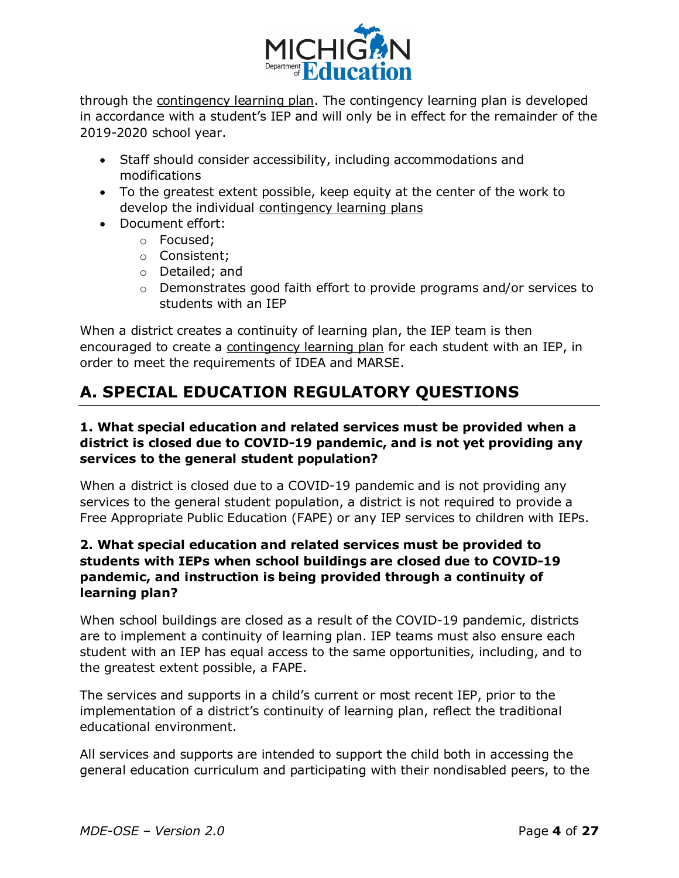through the contingency learning plan. The contingency learning plan is developed in accordance with a student's IEP and will only be in effect for the remainder of the 2019-2020 school year.

- Staff should consider accessibility, including accommodations and modifications
- To the greatest extent possible, keep equity at the center of the work to develop the individual contingency learning plans
- Document effort:
  - Focused;
  - Consistent;
  - Detailed; and
  - Demonstrates good faith effort to provide programs and/or services to students with an IEP

When a district creates a continuity of learning plan, the IEP team is then encouraged to create a contingency learning plan for each student with an IEP, in order to meet the requirements of IDEA and MARSE.

## A. SPECIAL EDUCATION REGULATORY QUESTIONS

### 1. What special education and related services must be provided when a district is closed due to COVID-19 pandemic, and is not yet providing any services to the general student population?

When a district is closed due to a COVID-19 pandemic and is not providing any services to the general student population, a district is not required to provide a Free Appropriate Public Education (FAPE) or any IEP services to children with IEPs.

### 2. What special education and related services must be provided to students with IEPs when school buildings are closed due to COVID-19 pandemic, and instruction is being provided through a continuity of learning plan?

When school buildings are closed as a result of the COVID-19 pandemic, districts are to implement a continuity of learning plan. IEP teams must also ensure each student with an IEP has equal access to the same opportunities, including, and to the greatest extent possible, a FAPE.

The services and supports in a child's current or most recent IEP, prior to the implementation of a district's continuity of learning plan, reflect the traditional educational environment.

All services and supports are intended to support the child both in accessing the general education curriculum and participating with their nondisabled peers, to the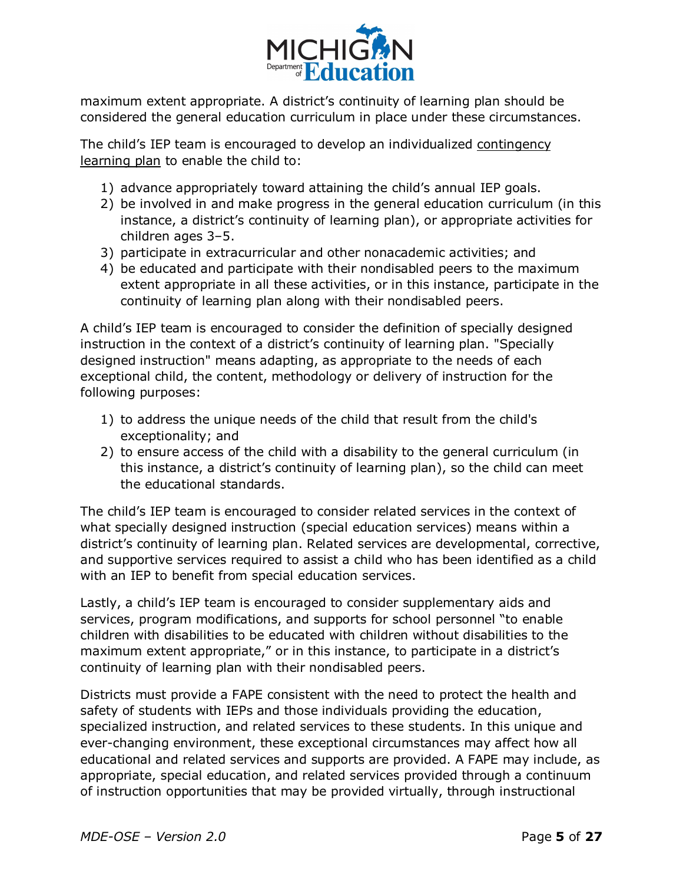maximum extent appropriate. A district's continuity of learning plan should be considered the general education curriculum in place under these circumstances.

The child's IEP team is encouraged to develop an individualized contingency learning plan to enable the child to:

1) advance appropriately toward attaining the child's annual IEP goals.
2) be involved in and make progress in the general education curriculum (in this instance, a district's continuity of learning plan), or appropriate activities for children ages 3–5.
3) participate in extracurricular and other nonacademic activities; and
4) be educated and participate with their nondisabled peers to the maximum extent appropriate in all these activities, or in this instance, participate in the continuity of learning plan along with their nondisabled peers.

A child's IEP team is encouraged to consider the definition of specially designed instruction in the context of a district's continuity of learning plan. "Specially designed instruction" means adapting, as appropriate to the needs of each exceptional child, the content, methodology or delivery of instruction for the following purposes:

1) to address the unique needs of the child that result from the child's exceptionality; and
2) to ensure access of the child with a disability to the general curriculum (in this instance, a district's continuity of learning plan), so the child can meet the educational standards.

The child's IEP team is encouraged to consider related services in the context of what specially designed instruction (special education services) means within a district's continuity of learning plan. Related services are developmental, corrective, and supportive services required to assist a child who has been identified as a child with an IEP to benefit from special education services.

Lastly, a child's IEP team is encouraged to consider supplementary aids and services, program modifications, and supports for school personnel "to enable children with disabilities to be educated with children without disabilities to the maximum extent appropriate," or in this instance, to participate in a district's continuity of learning plan with their nondisabled peers.

Districts must provide a FAPE consistent with the need to protect the health and safety of students with IEPs and those individuals providing the education, specialized instruction, and related services to these students. In this unique and ever-changing environment, these exceptional circumstances may affect how all educational and related services and supports are provided. A FAPE may include, as appropriate, special education, and related services provided through a continuum of instruction opportunities that may be provided virtually, through instructional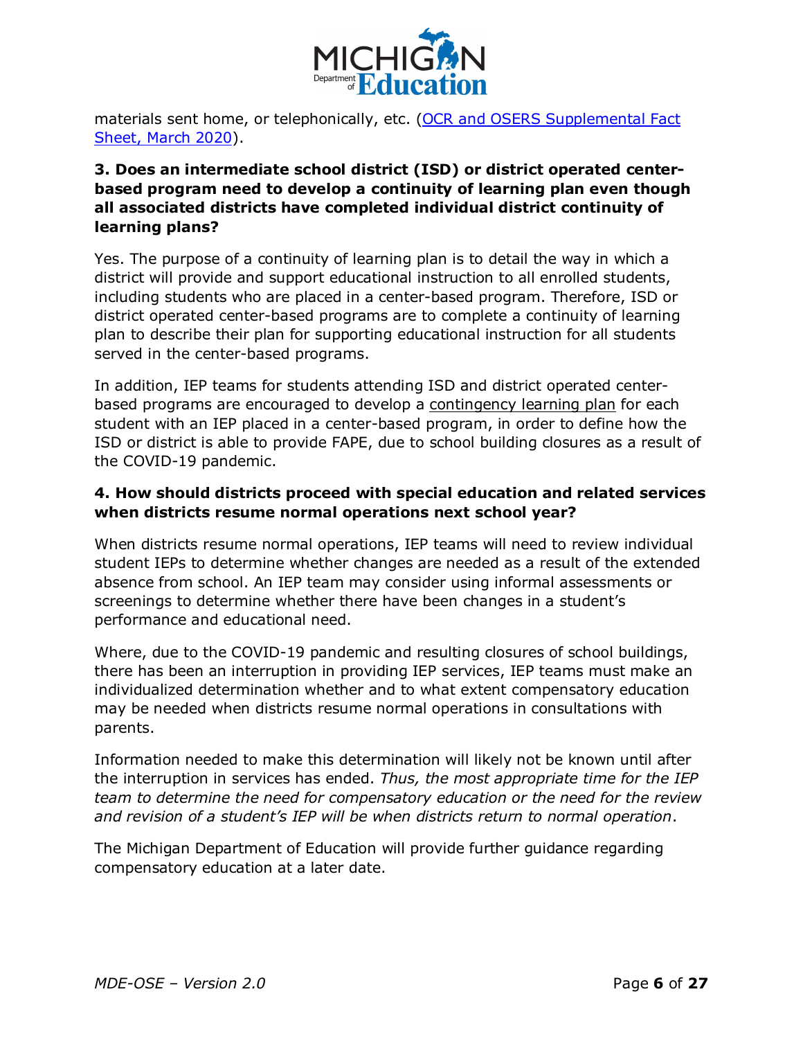materials sent home, or telephonically, etc. ([OCR and OSERS Supplemental Fact Sheet, March 2020](#)).

### 3. Does an intermediate school district (ISD) or district operated center-based program need to develop a continuity of learning plan even though all associated districts have completed individual district continuity of learning plans?

Yes. The purpose of a continuity of learning plan is to detail the way in which a district will provide and support educational instruction to all enrolled students, including students who are placed in a center-based program. Therefore, ISD or district operated center-based programs are to complete a continuity of learning plan to describe their plan for supporting educational instruction for all students served in the center-based programs.

In addition, IEP teams for students attending ISD and district operated center-based programs are encouraged to develop a contingency learning plan for each student with an IEP placed in a center-based program, in order to define how the ISD or district is able to provide FAPE, due to school building closures as a result of the COVID-19 pandemic.

### 4. How should districts proceed with special education and related services when districts resume normal operations next school year?

When districts resume normal operations, IEP teams will need to review individual student IEPs to determine whether changes are needed as a result of the extended absence from school. An IEP team may consider using informal assessments or screenings to determine whether there have been changes in a student's performance and educational need.

Where, due to the COVID-19 pandemic and resulting closures of school buildings, there has been an interruption in providing IEP services, IEP teams must make an individualized determination whether and to what extent compensatory education may be needed when districts resume normal operations in consultations with parents.

Information needed to make this determination will likely not be known until after the interruption in services has ended. *Thus, the most appropriate time for the IEP team to determine the need for compensatory education or the need for the review and revision of a student's IEP will be when districts return to normal operation*.

The Michigan Department of Education will provide further guidance regarding compensatory education at a later date.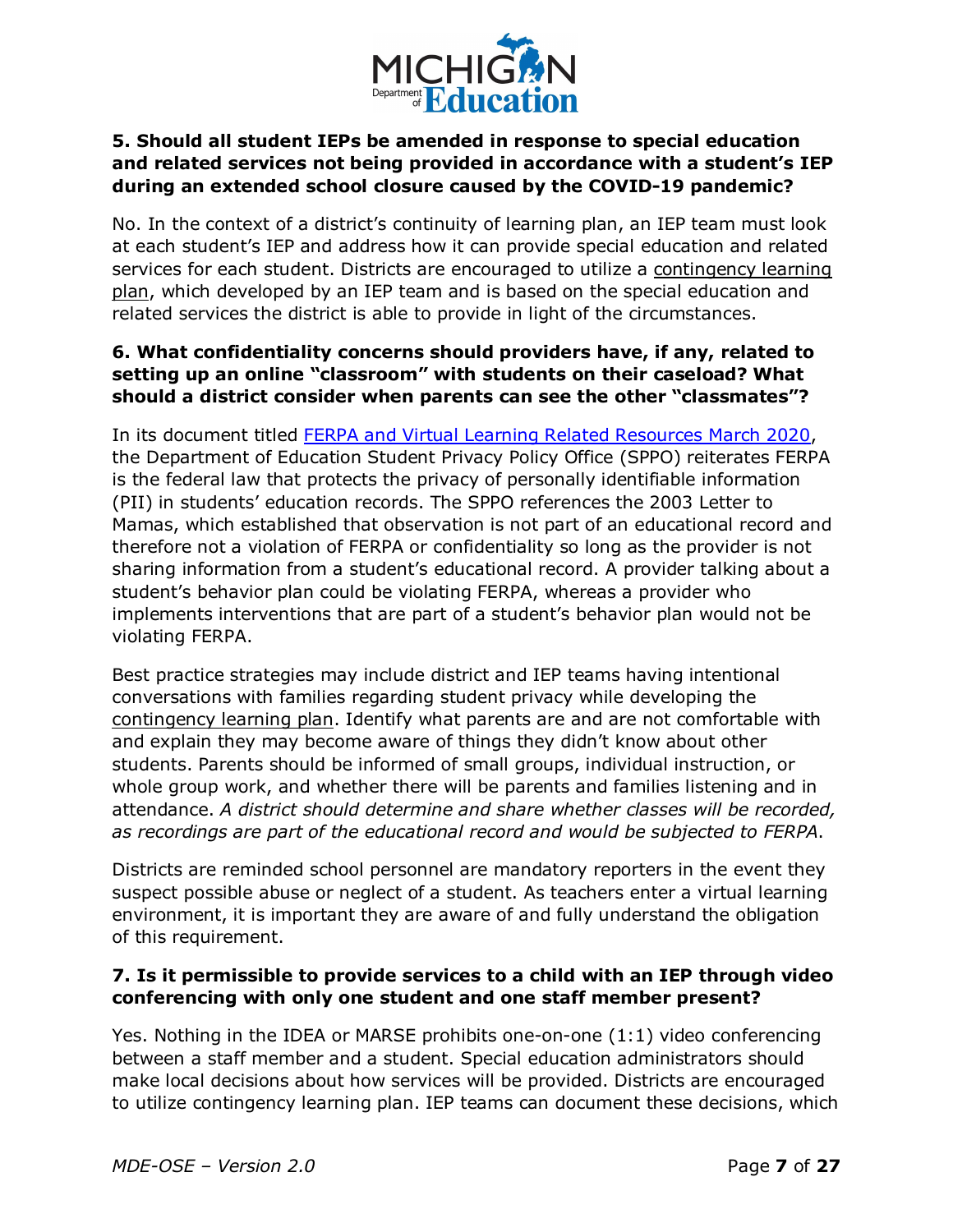**5. Should all student IEPs be amended in response to special education and related services not being provided in accordance with a student's IEP during an extended school closure caused by the COVID-19 pandemic?**

No. In the context of a district's continuity of learning plan, an IEP team must look at each student's IEP and address how it can provide special education and related services for each student. Districts are encouraged to utilize a contingency learning plan, which developed by an IEP team and is based on the special education and related services the district is able to provide in light of the circumstances.

**6. What confidentiality concerns should providers have, if any, related to setting up an online "classroom" with students on their caseload? What should a district consider when parents can see the other "classmates"?**

In its document titled [FERPA and Virtual Learning Related Resources March 2020](), the Department of Education Student Privacy Policy Office (SPPO) reiterates FERPA is the federal law that protects the privacy of personally identifiable information (PII) in students' education records. The SPPO references the 2003 Letter to Mamas, which established that observation is not part of an educational record and therefore not a violation of FERPA or confidentiality so long as the provider is not sharing information from a student's educational record. A provider talking about a student's behavior plan could be violating FERPA, whereas a provider who implements interventions that are part of a student's behavior plan would not be violating FERPA.

Best practice strategies may include district and IEP teams having intentional conversations with families regarding student privacy while developing the contingency learning plan. Identify what parents are and are not comfortable with and explain they may become aware of things they didn't know about other students. Parents should be informed of small groups, individual instruction, or whole group work, and whether there will be parents and families listening and in attendance. *A district should determine and share whether classes will be recorded, as recordings are part of the educational record and would be subjected to FERPA*.

Districts are reminded school personnel are mandatory reporters in the event they suspect possible abuse or neglect of a student. As teachers enter a virtual learning environment, it is important they are aware of and fully understand the obligation of this requirement.

**7. Is it permissible to provide services to a child with an IEP through video conferencing with only one student and one staff member present?**

Yes. Nothing in the IDEA or MARSE prohibits one-on-one (1:1) video conferencing between a staff member and a student. Special education administrators should make local decisions about how services will be provided. Districts are encouraged to utilize contingency learning plan. IEP teams can document these decisions, which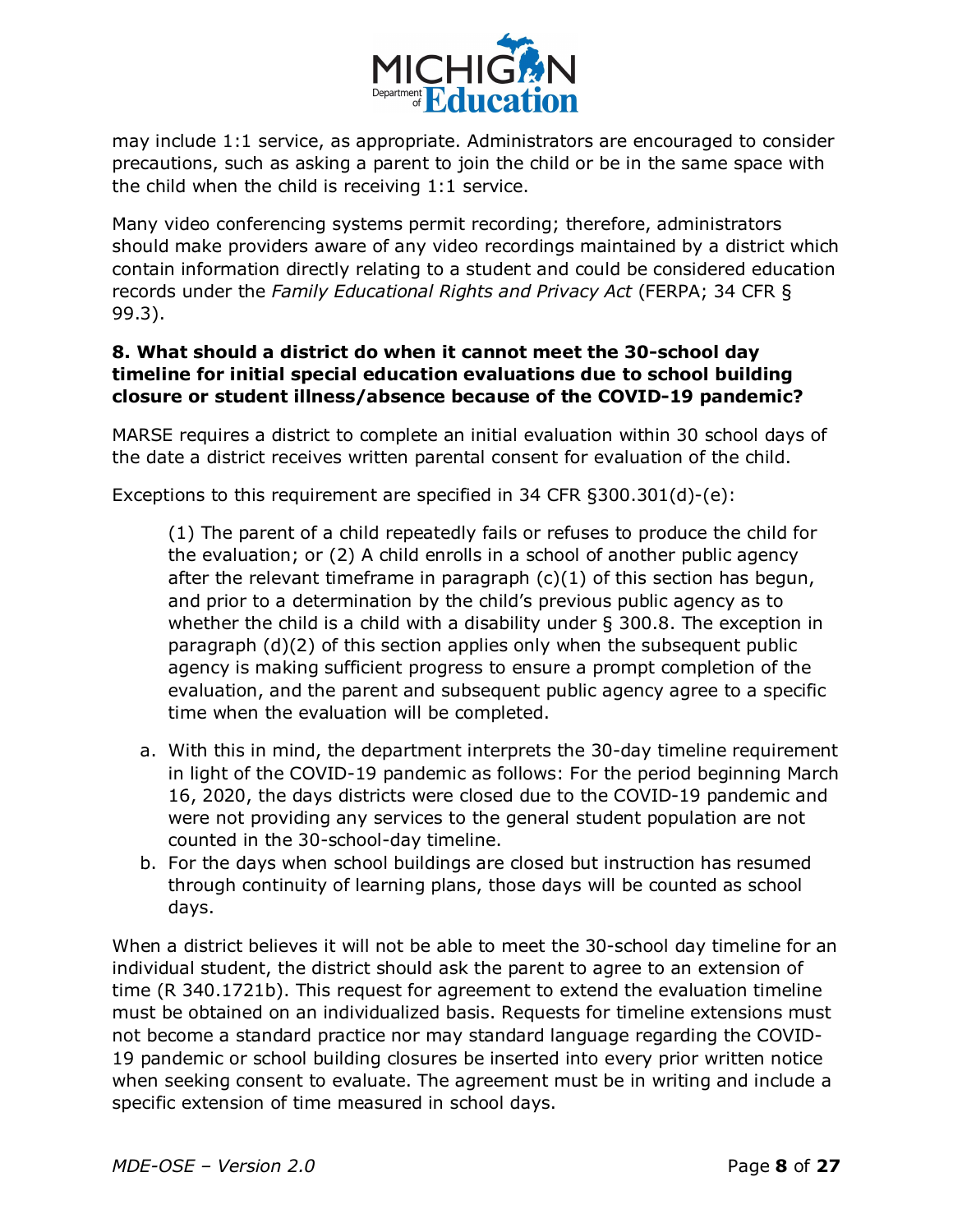may include 1:1 service, as appropriate. Administrators are encouraged to consider precautions, such as asking a parent to join the child or be in the same space with the child when the child is receiving 1:1 service.

Many video conferencing systems permit recording; therefore, administrators should make providers aware of any video recordings maintained by a district which contain information directly relating to a student and could be considered education records under the *Family Educational Rights and Privacy Act* (FERPA; 34 CFR § 99.3).

**8. What should a district do when it cannot meet the 30-school day timeline for initial special education evaluations due to school building closure or student illness/absence because of the COVID-19 pandemic?**

MARSE requires a district to complete an initial evaluation within 30 school days of the date a district receives written parental consent for evaluation of the child.

Exceptions to this requirement are specified in 34 CFR §300.301(d)-(e):

> (1) The parent of a child repeatedly fails or refuses to produce the child for the evaluation; or (2) A child enrolls in a school of another public agency after the relevant timeframe in paragraph (c)(1) of this section has begun, and prior to a determination by the child's previous public agency as to whether the child is a child with a disability under § 300.8. The exception in paragraph (d)(2) of this section applies only when the subsequent public agency is making sufficient progress to ensure a prompt completion of the evaluation, and the parent and subsequent public agency agree to a specific time when the evaluation will be completed.

a. With this in mind, the department interprets the 30-day timeline requirement in light of the COVID-19 pandemic as follows: For the period beginning March 16, 2020, the days districts were closed due to the COVID-19 pandemic and were not providing any services to the general student population are not counted in the 30-school-day timeline.
b. For the days when school buildings are closed but instruction has resumed through continuity of learning plans, those days will be counted as school days.

When a district believes it will not be able to meet the 30-school day timeline for an individual student, the district should ask the parent to agree to an extension of time (R 340.1721b). This request for agreement to extend the evaluation timeline must be obtained on an individualized basis. Requests for timeline extensions must not become a standard practice nor may standard language regarding the COVID-19 pandemic or school building closures be inserted into every prior written notice when seeking consent to evaluate. The agreement must be in writing and include a specific extension of time measured in school days.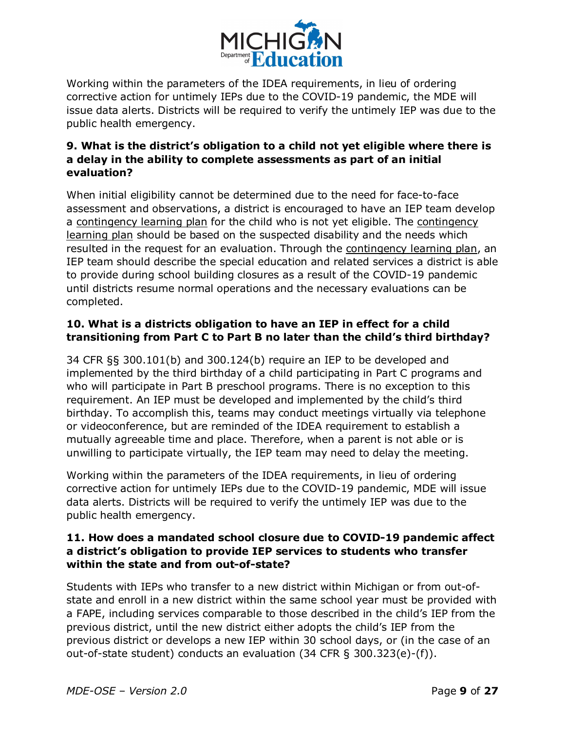Working within the parameters of the IDEA requirements, in lieu of ordering corrective action for untimely IEPs due to the COVID-19 pandemic, the MDE will issue data alerts. Districts will be required to verify the untimely IEP was due to the public health emergency.

**9. What is the district's obligation to a child not yet eligible where there is a delay in the ability to complete assessments as part of an initial evaluation?**

When initial eligibility cannot be determined due to the need for face-to-face assessment and observations, a district is encouraged to have an IEP team develop a contingency learning plan for the child who is not yet eligible. The contingency learning plan should be based on the suspected disability and the needs which resulted in the request for an evaluation. Through the contingency learning plan, an IEP team should describe the special education and related services a district is able to provide during school building closures as a result of the COVID-19 pandemic until districts resume normal operations and the necessary evaluations can be completed.

**10. What is a districts obligation to have an IEP in effect for a child transitioning from Part C to Part B no later than the child's third birthday?**

34 CFR §§ 300.101(b) and 300.124(b) require an IEP to be developed and implemented by the third birthday of a child participating in Part C programs and who will participate in Part B preschool programs. There is no exception to this requirement. An IEP must be developed and implemented by the child's third birthday. To accomplish this, teams may conduct meetings virtually via telephone or videoconference, but are reminded of the IDEA requirement to establish a mutually agreeable time and place. Therefore, when a parent is not able or is unwilling to participate virtually, the IEP team may need to delay the meeting.

Working within the parameters of the IDEA requirements, in lieu of ordering corrective action for untimely IEPs due to the COVID-19 pandemic, MDE will issue data alerts. Districts will be required to verify the untimely IEP was due to the public health emergency.

**11. How does a mandated school closure due to COVID-19 pandemic affect a district's obligation to provide IEP services to students who transfer within the state and from out-of-state?**

Students with IEPs who transfer to a new district within Michigan or from out-of-state and enroll in a new district within the same school year must be provided with a FAPE, including services comparable to those described in the child's IEP from the previous district, until the new district either adopts the child's IEP from the previous district or develops a new IEP within 30 school days, or (in the case of an out-of-state student) conducts an evaluation (34 CFR § 300.323(e)-(f)).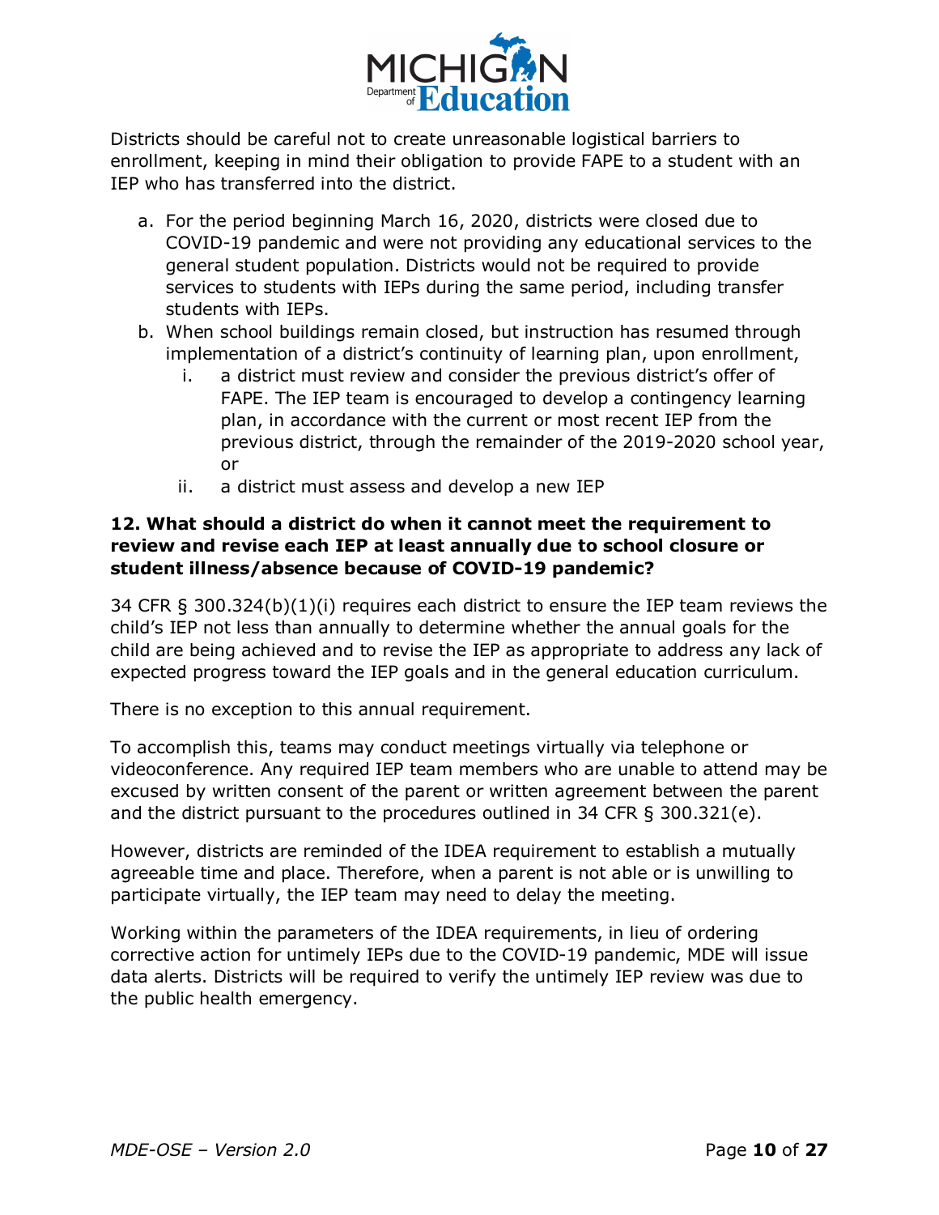Districts should be careful not to create unreasonable logistical barriers to enrollment, keeping in mind their obligation to provide FAPE to a student with an IEP who has transferred into the district.

a. For the period beginning March 16, 2020, districts were closed due to COVID-19 pandemic and were not providing any educational services to the general student population. Districts would not be required to provide services to students with IEPs during the same period, including transfer students with IEPs.
b. When school buildings remain closed, but instruction has resumed through implementation of a district's continuity of learning plan, upon enrollment,
   i. a district must review and consider the previous district's offer of FAPE. The IEP team is encouraged to develop a contingency learning plan, in accordance with the current or most recent IEP from the previous district, through the remainder of the 2019-2020 school year, or
   ii. a district must assess and develop a new IEP

### 12. What should a district do when it cannot meet the requirement to review and revise each IEP at least annually due to school closure or student illness/absence because of COVID-19 pandemic?

34 CFR § 300.324(b)(1)(i) requires each district to ensure the IEP team reviews the child's IEP not less than annually to determine whether the annual goals for the child are being achieved and to revise the IEP as appropriate to address any lack of expected progress toward the IEP goals and in the general education curriculum.

There is no exception to this annual requirement.

To accomplish this, teams may conduct meetings virtually via telephone or videoconference. Any required IEP team members who are unable to attend may be excused by written consent of the parent or written agreement between the parent and the district pursuant to the procedures outlined in 34 CFR § 300.321(e).

However, districts are reminded of the IDEA requirement to establish a mutually agreeable time and place. Therefore, when a parent is not able or is unwilling to participate virtually, the IEP team may need to delay the meeting.

Working within the parameters of the IDEA requirements, in lieu of ordering corrective action for untimely IEPs due to the COVID-19 pandemic, MDE will issue data alerts. Districts will be required to verify the untimely IEP review was due to the public health emergency.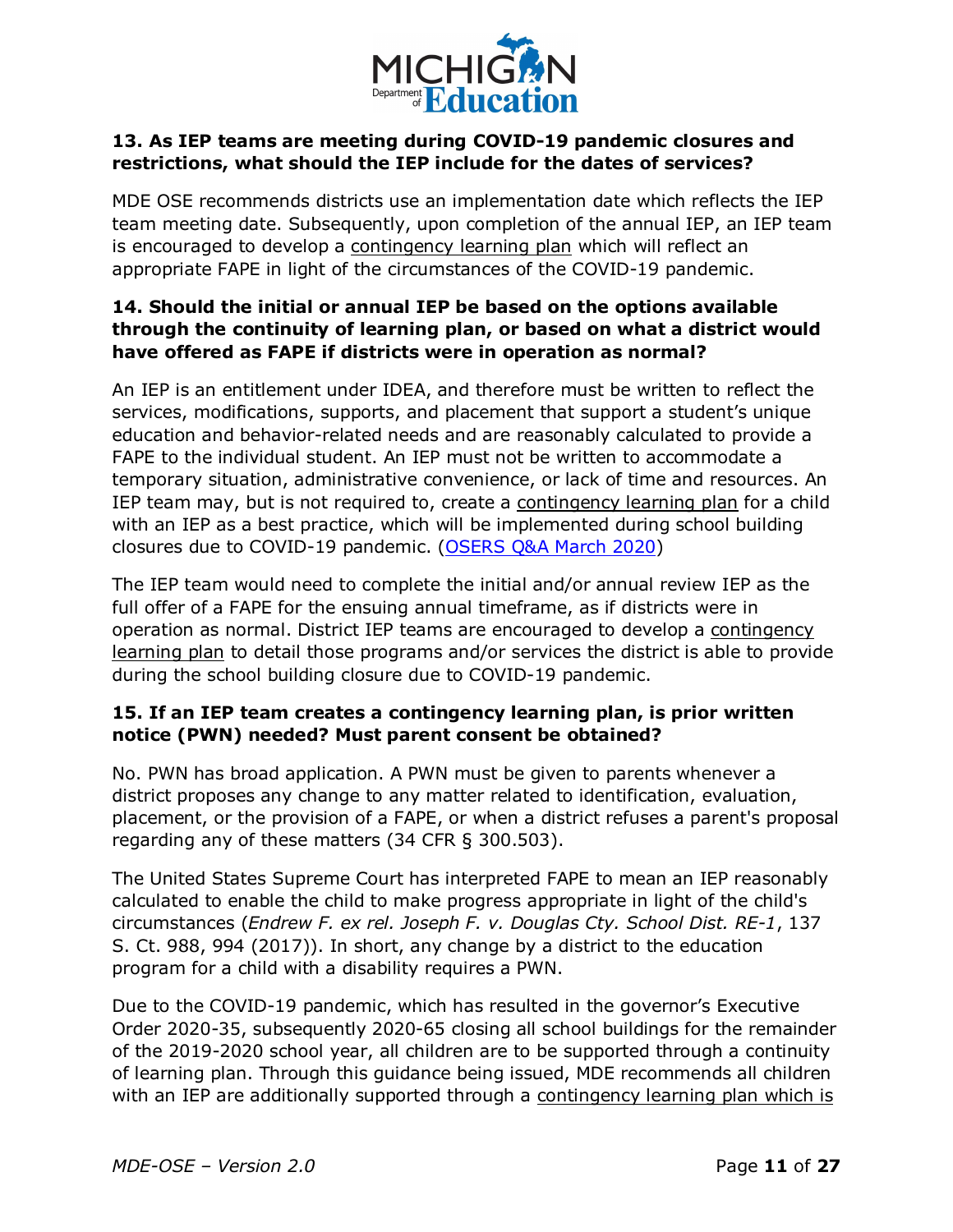**13. As IEP teams are meeting during COVID-19 pandemic closures and restrictions, what should the IEP include for the dates of services?**

MDE OSE recommends districts use an implementation date which reflects the IEP team meeting date. Subsequently, upon completion of the annual IEP, an IEP team is encouraged to develop a contingency learning plan which will reflect an appropriate FAPE in light of the circumstances of the COVID-19 pandemic.

**14. Should the initial or annual IEP be based on the options available through the continuity of learning plan, or based on what a district would have offered as FAPE if districts were in operation as normal?**

An IEP is an entitlement under IDEA, and therefore must be written to reflect the services, modifications, supports, and placement that support a student's unique education and behavior-related needs and are reasonably calculated to provide a FAPE to the individual student. An IEP must not be written to accommodate a temporary situation, administrative convenience, or lack of time and resources. An IEP team may, but is not required to, create a contingency learning plan for a child with an IEP as a best practice, which will be implemented during school building closures due to COVID-19 pandemic. (OSERS Q&A March 2020)

The IEP team would need to complete the initial and/or annual review IEP as the full offer of a FAPE for the ensuing annual timeframe, as if districts were in operation as normal. District IEP teams are encouraged to develop a contingency learning plan to detail those programs and/or services the district is able to provide during the school building closure due to COVID-19 pandemic.

**15. If an IEP team creates a contingency learning plan, is prior written notice (PWN) needed? Must parent consent be obtained?**

No. PWN has broad application. A PWN must be given to parents whenever a district proposes any change to any matter related to identification, evaluation, placement, or the provision of a FAPE, or when a district refuses a parent's proposal regarding any of these matters (34 CFR § 300.503).

The United States Supreme Court has interpreted FAPE to mean an IEP reasonably calculated to enable the child to make progress appropriate in light of the child's circumstances (*Endrew F. ex rel. Joseph F. v. Douglas Cty. School Dist. RE-1*, 137 S. Ct. 988, 994 (2017)). In short, any change by a district to the education program for a child with a disability requires a PWN.

Due to the COVID-19 pandemic, which has resulted in the governor's Executive Order 2020-35, subsequently 2020-65 closing all school buildings for the remainder of the 2019-2020 school year, all children are to be supported through a continuity of learning plan. Through this guidance being issued, MDE recommends all children with an IEP are additionally supported through a contingency learning plan which is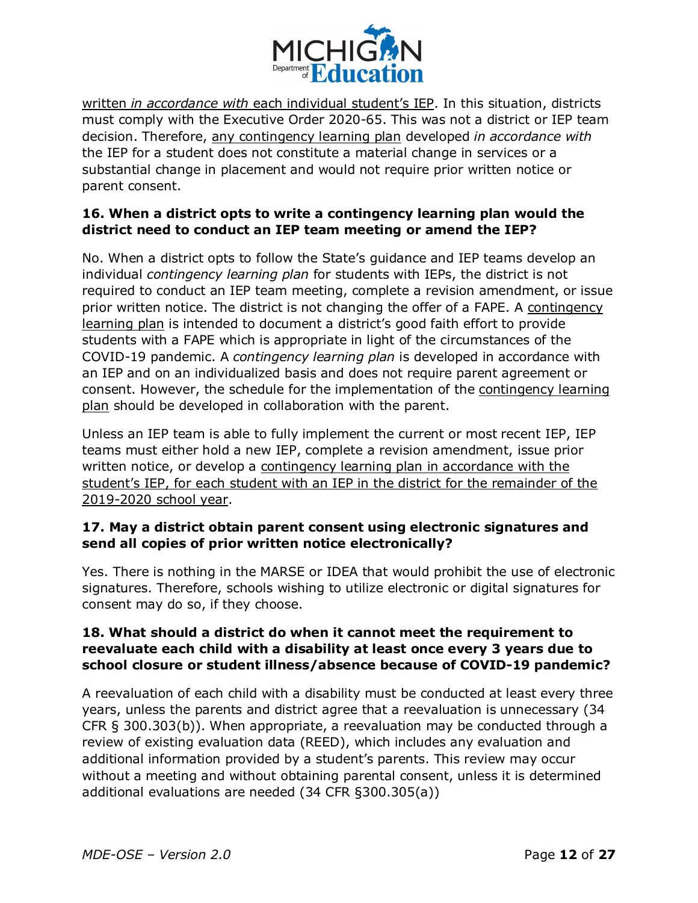written *in accordance with* each individual student's IEP. In this situation, districts must comply with the Executive Order 2020-65. This was not a district or IEP team decision. Therefore, any contingency learning plan developed *in accordance with* the IEP for a student does not constitute a material change in services or a substantial change in placement and would not require prior written notice or parent consent.

**16. When a district opts to write a contingency learning plan would the district need to conduct an IEP team meeting or amend the IEP?**

No. When a district opts to follow the State's guidance and IEP teams develop an individual *contingency learning plan* for students with IEPs, the district is not required to conduct an IEP team meeting, complete a revision amendment, or issue prior written notice. The district is not changing the offer of a FAPE. A contingency learning plan is intended to document a district's good faith effort to provide students with a FAPE which is appropriate in light of the circumstances of the COVID-19 pandemic. A *contingency learning plan* is developed in accordance with an IEP and on an individualized basis and does not require parent agreement or consent. However, the schedule for the implementation of the contingency learning plan should be developed in collaboration with the parent.

Unless an IEP team is able to fully implement the current or most recent IEP, IEP teams must either hold a new IEP, complete a revision amendment, issue prior written notice, or develop a contingency learning plan in accordance with the student's IEP, for each student with an IEP in the district for the remainder of the 2019-2020 school year.

**17. May a district obtain parent consent using electronic signatures and send all copies of prior written notice electronically?**

Yes. There is nothing in the MARSE or IDEA that would prohibit the use of electronic signatures. Therefore, schools wishing to utilize electronic or digital signatures for consent may do so, if they choose.

**18. What should a district do when it cannot meet the requirement to reevaluate each child with a disability at least once every 3 years due to school closure or student illness/absence because of COVID-19 pandemic?**

A reevaluation of each child with a disability must be conducted at least every three years, unless the parents and district agree that a reevaluation is unnecessary (34 CFR § 300.303(b)). When appropriate, a reevaluation may be conducted through a review of existing evaluation data (REED), which includes any evaluation and additional information provided by a student's parents. This review may occur without a meeting and without obtaining parental consent, unless it is determined additional evaluations are needed (34 CFR §300.305(a))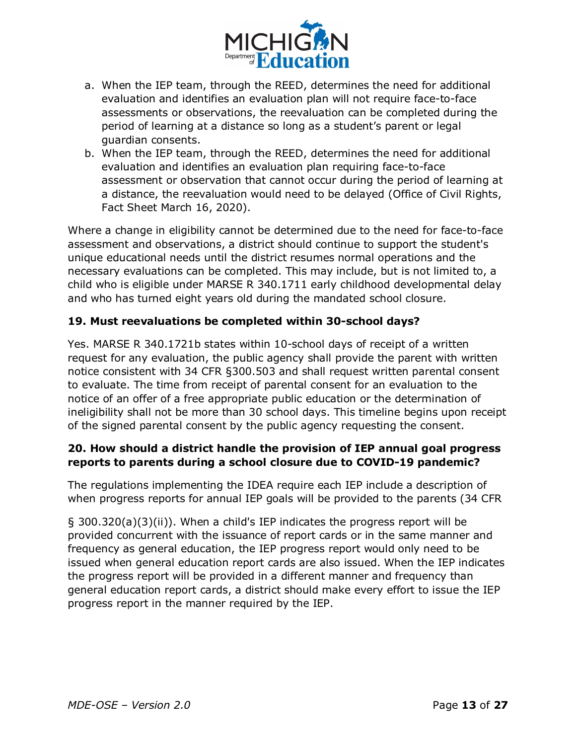a. When the IEP team, through the REED, determines the need for additional evaluation and identifies an evaluation plan will not require face-to-face assessments or observations, the reevaluation can be completed during the period of learning at a distance so long as a student's parent or legal guardian consents.
b. When the IEP team, through the REED, determines the need for additional evaluation and identifies an evaluation plan requiring face-to-face assessment or observation that cannot occur during the period of learning at a distance, the reevaluation would need to be delayed (Office of Civil Rights, Fact Sheet March 16, 2020).

Where a change in eligibility cannot be determined due to the need for face-to-face assessment and observations, a district should continue to support the student's unique educational needs until the district resumes normal operations and the necessary evaluations can be completed. This may include, but is not limited to, a child who is eligible under MARSE R 340.1711 early childhood developmental delay and who has turned eight years old during the mandated school closure.

### 19. Must reevaluations be completed within 30-school days?

Yes. MARSE R 340.1721b states within 10-school days of receipt of a written request for any evaluation, the public agency shall provide the parent with written notice consistent with 34 CFR §300.503 and shall request written parental consent to evaluate. The time from receipt of parental consent for an evaluation to the notice of an offer of a free appropriate public education or the determination of ineligibility shall not be more than 30 school days. This timeline begins upon receipt of the signed parental consent by the public agency requesting the consent.

### 20. How should a district handle the provision of IEP annual goal progress reports to parents during a school closure due to COVID-19 pandemic?

The regulations implementing the IDEA require each IEP include a description of when progress reports for annual IEP goals will be provided to the parents (34 CFR § 300.320(a)(3)(ii)). When a child's IEP indicates the progress report will be provided concurrent with the issuance of report cards or in the same manner and frequency as general education, the IEP progress report would only need to be issued when general education report cards are also issued. When the IEP indicates the progress report will be provided in a different manner and frequency than general education report cards, a district should make every effort to issue the IEP progress report in the manner required by the IEP.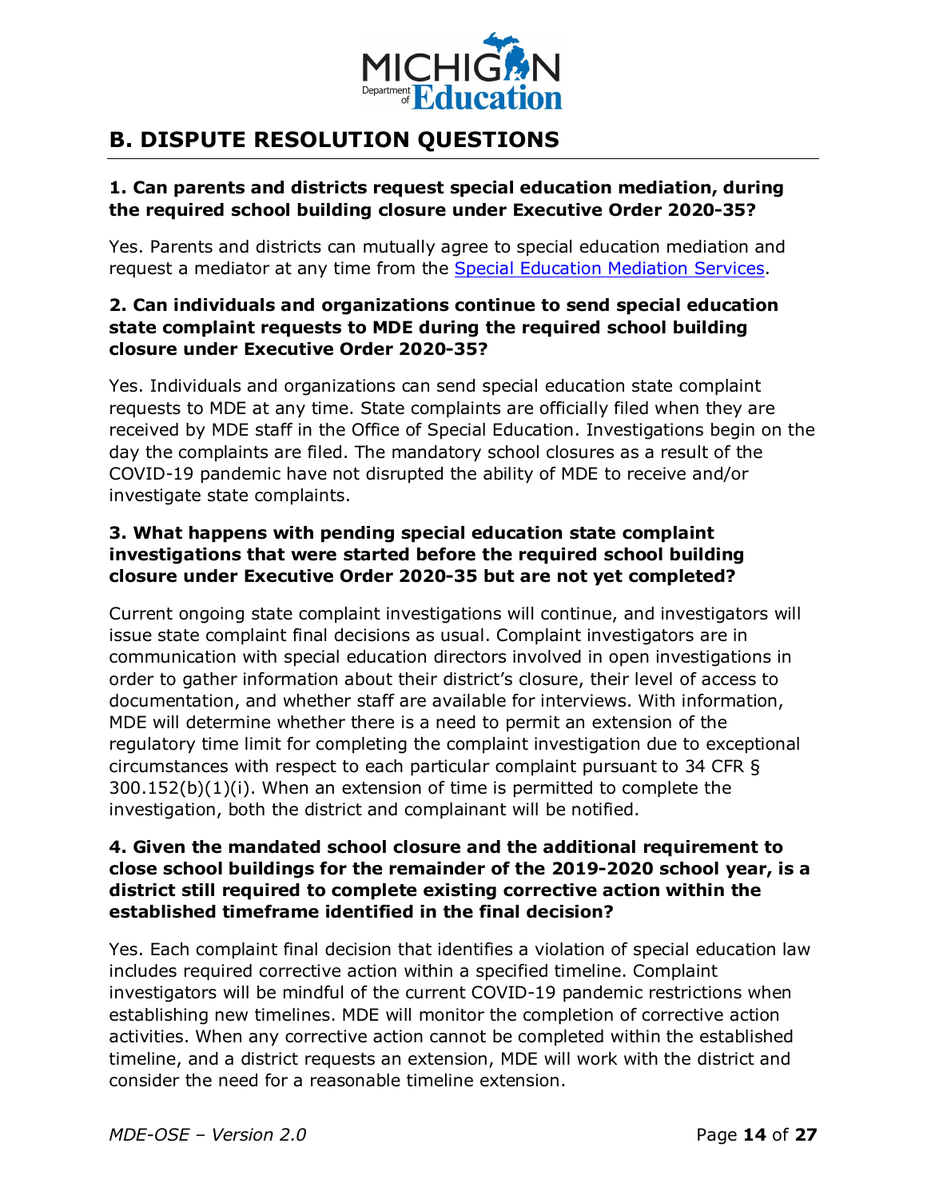## B. DISPUTE RESOLUTION QUESTIONS

**1. Can parents and districts request special education mediation, during the required school building closure under Executive Order 2020-35?**

Yes. Parents and districts can mutually agree to special education mediation and request a mediator at any time from the Special Education Mediation Services.

**2. Can individuals and organizations continue to send special education state complaint requests to MDE during the required school building closure under Executive Order 2020-35?**

Yes. Individuals and organizations can send special education state complaint requests to MDE at any time. State complaints are officially filed when they are received by MDE staff in the Office of Special Education. Investigations begin on the day the complaints are filed. The mandatory school closures as a result of the COVID-19 pandemic have not disrupted the ability of MDE to receive and/or investigate state complaints.

**3. What happens with pending special education state complaint investigations that were started before the required school building closure under Executive Order 2020-35 but are not yet completed?**

Current ongoing state complaint investigations will continue, and investigators will issue state complaint final decisions as usual. Complaint investigators are in communication with special education directors involved in open investigations in order to gather information about their district's closure, their level of access to documentation, and whether staff are available for interviews. With information, MDE will determine whether there is a need to permit an extension of the regulatory time limit for completing the complaint investigation due to exceptional circumstances with respect to each particular complaint pursuant to 34 CFR § 300.152(b)(1)(i). When an extension of time is permitted to complete the investigation, both the district and complainant will be notified.

**4. Given the mandated school closure and the additional requirement to close school buildings for the remainder of the 2019-2020 school year, is a district still required to complete existing corrective action within the established timeframe identified in the final decision?**

Yes. Each complaint final decision that identifies a violation of special education law includes required corrective action within a specified timeline. Complaint investigators will be mindful of the current COVID-19 pandemic restrictions when establishing new timelines. MDE will monitor the completion of corrective action activities. When any corrective action cannot be completed within the established timeline, and a district requests an extension, MDE will work with the district and consider the need for a reasonable timeline extension.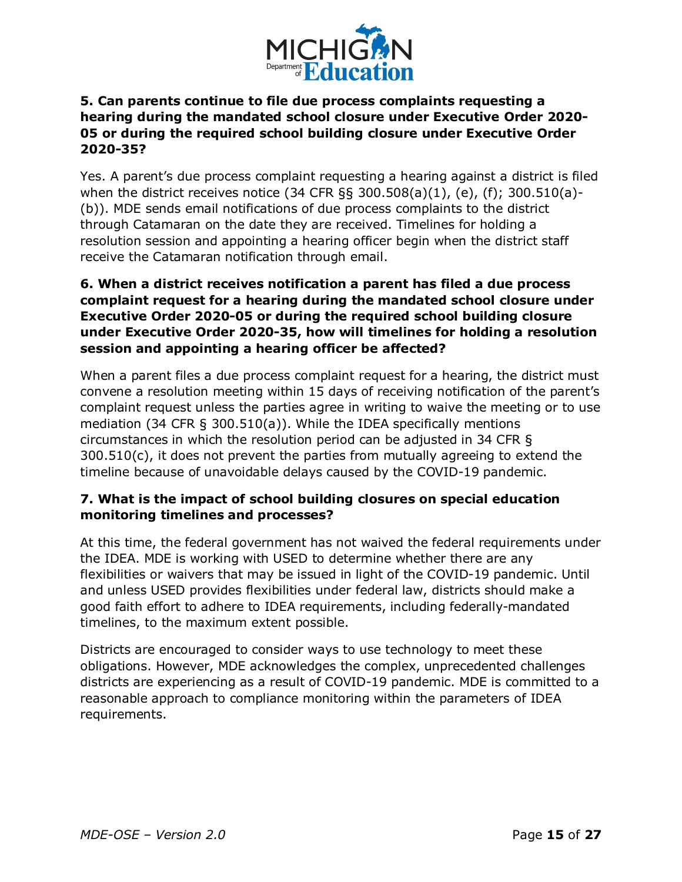**5. Can parents continue to file due process complaints requesting a hearing during the mandated school closure under Executive Order 2020-05 or during the required school building closure under Executive Order 2020-35?**

Yes. A parent's due process complaint requesting a hearing against a district is filed when the district receives notice (34 CFR §§ 300.508(a)(1), (e), (f); 300.510(a)-(b)). MDE sends email notifications of due process complaints to the district through Catamaran on the date they are received. Timelines for holding a resolution session and appointing a hearing officer begin when the district staff receive the Catamaran notification through email.

**6. When a district receives notification a parent has filed a due process complaint request for a hearing during the mandated school closure under Executive Order 2020-05 or during the required school building closure under Executive Order 2020-35, how will timelines for holding a resolution session and appointing a hearing officer be affected?**

When a parent files a due process complaint request for a hearing, the district must convene a resolution meeting within 15 days of receiving notification of the parent's complaint request unless the parties agree in writing to waive the meeting or to use mediation (34 CFR § 300.510(a)). While the IDEA specifically mentions circumstances in which the resolution period can be adjusted in 34 CFR § 300.510(c), it does not prevent the parties from mutually agreeing to extend the timeline because of unavoidable delays caused by the COVID-19 pandemic.

**7. What is the impact of school building closures on special education monitoring timelines and processes?**

At this time, the federal government has not waived the federal requirements under the IDEA. MDE is working with USED to determine whether there are any flexibilities or waivers that may be issued in light of the COVID-19 pandemic. Until and unless USED provides flexibilities under federal law, districts should make a good faith effort to adhere to IDEA requirements, including federally-mandated timelines, to the maximum extent possible.

Districts are encouraged to consider ways to use technology to meet these obligations. However, MDE acknowledges the complex, unprecedented challenges districts are experiencing as a result of COVID-19 pandemic. MDE is committed to a reasonable approach to compliance monitoring within the parameters of IDEA requirements.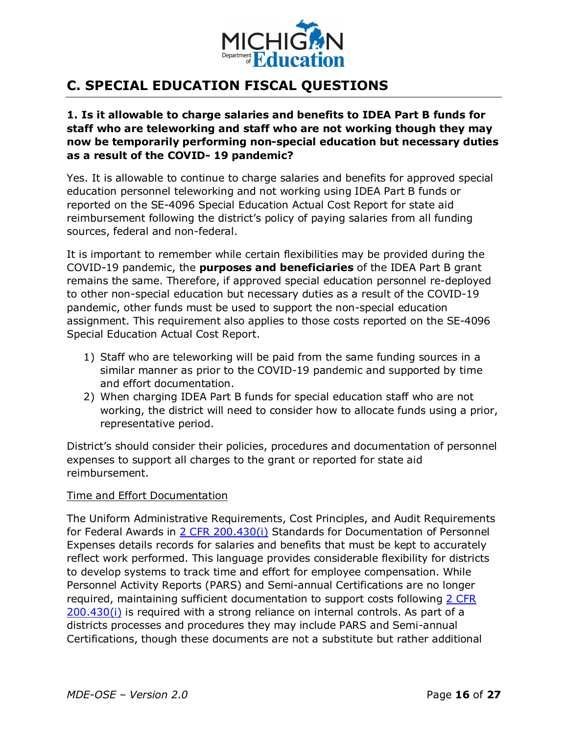## C. SPECIAL EDUCATION FISCAL QUESTIONS

**1. Is it allowable to charge salaries and benefits to IDEA Part B funds for staff who are teleworking and staff who are not working though they may now be temporarily performing non-special education but necessary duties as a result of the COVID- 19 pandemic?**

Yes. It is allowable to continue to charge salaries and benefits for approved special education personnel teleworking and not working using IDEA Part B funds or reported on the SE-4096 Special Education Actual Cost Report for state aid reimbursement following the district's policy of paying salaries from all funding sources, federal and non-federal.

It is important to remember while certain flexibilities may be provided during the COVID-19 pandemic, the **purposes and beneficiaries** of the IDEA Part B grant remains the same. Therefore, if approved special education personnel re-deployed to other non-special education but necessary duties as a result of the COVID-19 pandemic, other funds must be used to support the non-special education assignment. This requirement also applies to those costs reported on the SE-4096 Special Education Actual Cost Report.

1) Staff who are teleworking will be paid from the same funding sources in a similar manner as prior to the COVID-19 pandemic and supported by time and effort documentation.
2) When charging IDEA Part B funds for special education staff who are not working, the district will need to consider how to allocate funds using a prior, representative period.

District's should consider their policies, procedures and documentation of personnel expenses to support all charges to the grant or reported for state aid reimbursement.

Time and Effort Documentation

The Uniform Administrative Requirements, Cost Principles, and Audit Requirements for Federal Awards in 2 CFR 200.430(i) Standards for Documentation of Personnel Expenses details records for salaries and benefits that must be kept to accurately reflect work performed. This language provides considerable flexibility for districts to develop systems to track time and effort for employee compensation. While Personnel Activity Reports (PARS) and Semi-annual Certifications are no longer required, maintaining sufficient documentation to support costs following 2 CFR 200.430(i) is required with a strong reliance on internal controls. As part of a districts processes and procedures they may include PARS and Semi-annual Certifications, though these documents are not a substitute but rather additional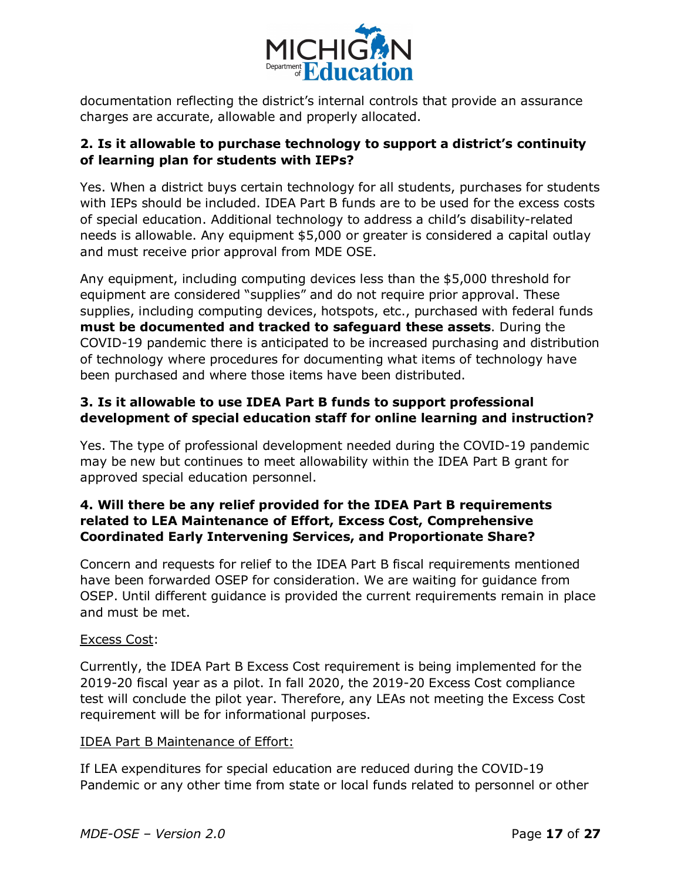documentation reflecting the district's internal controls that provide an assurance charges are accurate, allowable and properly allocated.

**2. Is it allowable to purchase technology to support a district's continuity of learning plan for students with IEPs?**

Yes. When a district buys certain technology for all students, purchases for students with IEPs should be included. IDEA Part B funds are to be used for the excess costs of special education. Additional technology to address a child's disability-related needs is allowable. Any equipment $5,000 or greater is considered a capital outlay and must receive prior approval from MDE OSE.

Any equipment, including computing devices less than the $5,000 threshold for equipment are considered "supplies" and do not require prior approval. These supplies, including computing devices, hotspots, etc., purchased with federal funds **must be documented and tracked to safeguard these assets**. During the COVID-19 pandemic there is anticipated to be increased purchasing and distribution of technology where procedures for documenting what items of technology have been purchased and where those items have been distributed.

**3. Is it allowable to use IDEA Part B funds to support professional development of special education staff for online learning and instruction?**

Yes. The type of professional development needed during the COVID-19 pandemic may be new but continues to meet allowability within the IDEA Part B grant for approved special education personnel.

**4. Will there be any relief provided for the IDEA Part B requirements related to LEA Maintenance of Effort, Excess Cost, Comprehensive Coordinated Early Intervening Services, and Proportionate Share?**

Concern and requests for relief to the IDEA Part B fiscal requirements mentioned have been forwarded OSEP for consideration. We are waiting for guidance from OSEP. Until different guidance is provided the current requirements remain in place and must be met.

<u>Excess Cost</u>:

Currently, the IDEA Part B Excess Cost requirement is being implemented for the 2019-20 fiscal year as a pilot. In fall 2020, the 2019-20 Excess Cost compliance test will conclude the pilot year. Therefore, any LEAs not meeting the Excess Cost requirement will be for informational purposes.

<u>IDEA Part B Maintenance of Effort:</u>

If LEA expenditures for special education are reduced during the COVID-19 Pandemic or any other time from state or local funds related to personnel or other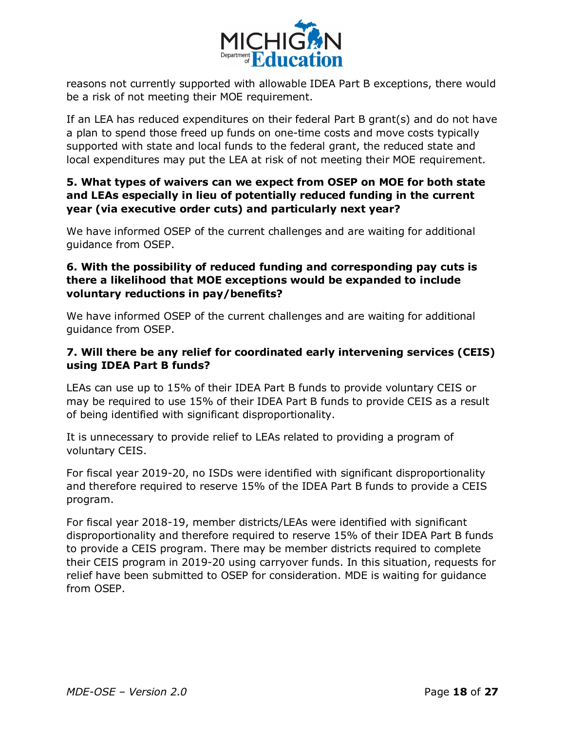reasons not currently supported with allowable IDEA Part B exceptions, there would be a risk of not meeting their MOE requirement.

If an LEA has reduced expenditures on their federal Part B grant(s) and do not have a plan to spend those freed up funds on one-time costs and move costs typically supported with state and local funds to the federal grant, the reduced state and local expenditures may put the LEA at risk of not meeting their MOE requirement.

**5. What types of waivers can we expect from OSEP on MOE for both state and LEAs especially in lieu of potentially reduced funding in the current year (via executive order cuts) and particularly next year?**

We have informed OSEP of the current challenges and are waiting for additional guidance from OSEP.

**6. With the possibility of reduced funding and corresponding pay cuts is there a likelihood that MOE exceptions would be expanded to include voluntary reductions in pay/benefits?**

We have informed OSEP of the current challenges and are waiting for additional guidance from OSEP.

**7. Will there be any relief for coordinated early intervening services (CEIS) using IDEA Part B funds?**

LEAs can use up to 15% of their IDEA Part B funds to provide voluntary CEIS or may be required to use 15% of their IDEA Part B funds to provide CEIS as a result of being identified with significant disproportionality.

It is unnecessary to provide relief to LEAs related to providing a program of voluntary CEIS.

For fiscal year 2019-20, no ISDs were identified with significant disproportionality and therefore required to reserve 15% of the IDEA Part B funds to provide a CEIS program.

For fiscal year 2018-19, member districts/LEAs were identified with significant disproportionality and therefore required to reserve 15% of their IDEA Part B funds to provide a CEIS program. There may be member districts required to complete their CEIS program in 2019-20 using carryover funds. In this situation, requests for relief have been submitted to OSEP for consideration. MDE is waiting for guidance from OSEP.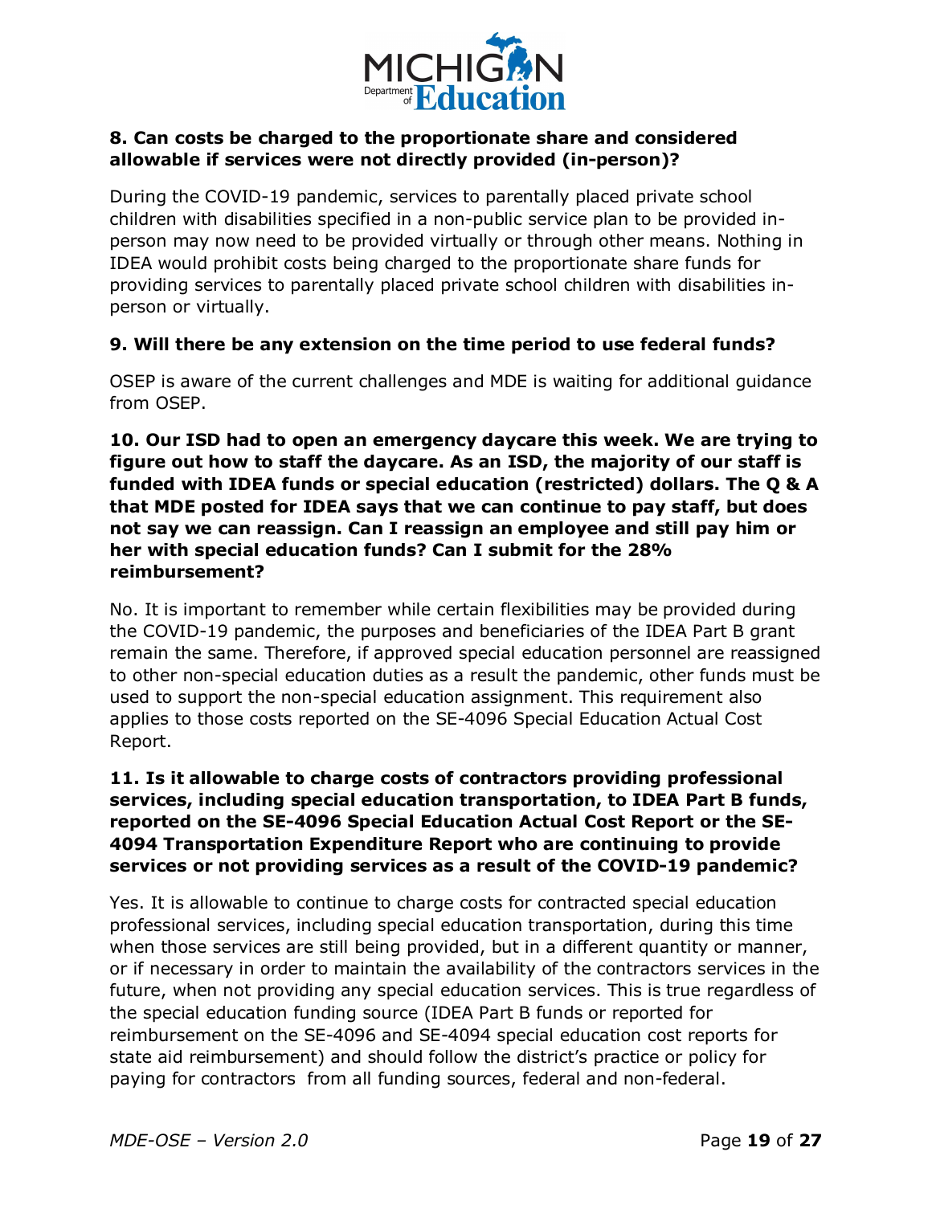**8. Can costs be charged to the proportionate share and considered allowable if services were not directly provided (in-person)?**

During the COVID-19 pandemic, services to parentally placed private school children with disabilities specified in a non-public service plan to be provided in-person may now need to be provided virtually or through other means. Nothing in IDEA would prohibit costs being charged to the proportionate share funds for providing services to parentally placed private school children with disabilities in-person or virtually.

**9. Will there be any extension on the time period to use federal funds?**

OSEP is aware of the current challenges and MDE is waiting for additional guidance from OSEP.

**10. Our ISD had to open an emergency daycare this week. We are trying to figure out how to staff the daycare. As an ISD, the majority of our staff is funded with IDEA funds or special education (restricted) dollars. The Q & A that MDE posted for IDEA says that we can continue to pay staff, but does not say we can reassign. Can I reassign an employee and still pay him or her with special education funds? Can I submit for the 28% reimbursement?**

No. It is important to remember while certain flexibilities may be provided during the COVID-19 pandemic, the purposes and beneficiaries of the IDEA Part B grant remain the same. Therefore, if approved special education personnel are reassigned to other non-special education duties as a result the pandemic, other funds must be used to support the non-special education assignment. This requirement also applies to those costs reported on the SE-4096 Special Education Actual Cost Report.

**11. Is it allowable to charge costs of contractors providing professional services, including special education transportation, to IDEA Part B funds, reported on the SE-4096 Special Education Actual Cost Report or the SE-4094 Transportation Expenditure Report who are continuing to provide services or not providing services as a result of the COVID-19 pandemic?**

Yes. It is allowable to continue to charge costs for contracted special education professional services, including special education transportation, during this time when those services are still being provided, but in a different quantity or manner, or if necessary in order to maintain the availability of the contractors services in the future, when not providing any special education services. This is true regardless of the special education funding source (IDEA Part B funds or reported for reimbursement on the SE-4096 and SE-4094 special education cost reports for state aid reimbursement) and should follow the district's practice or policy for paying for contractors from all funding sources, federal and non-federal.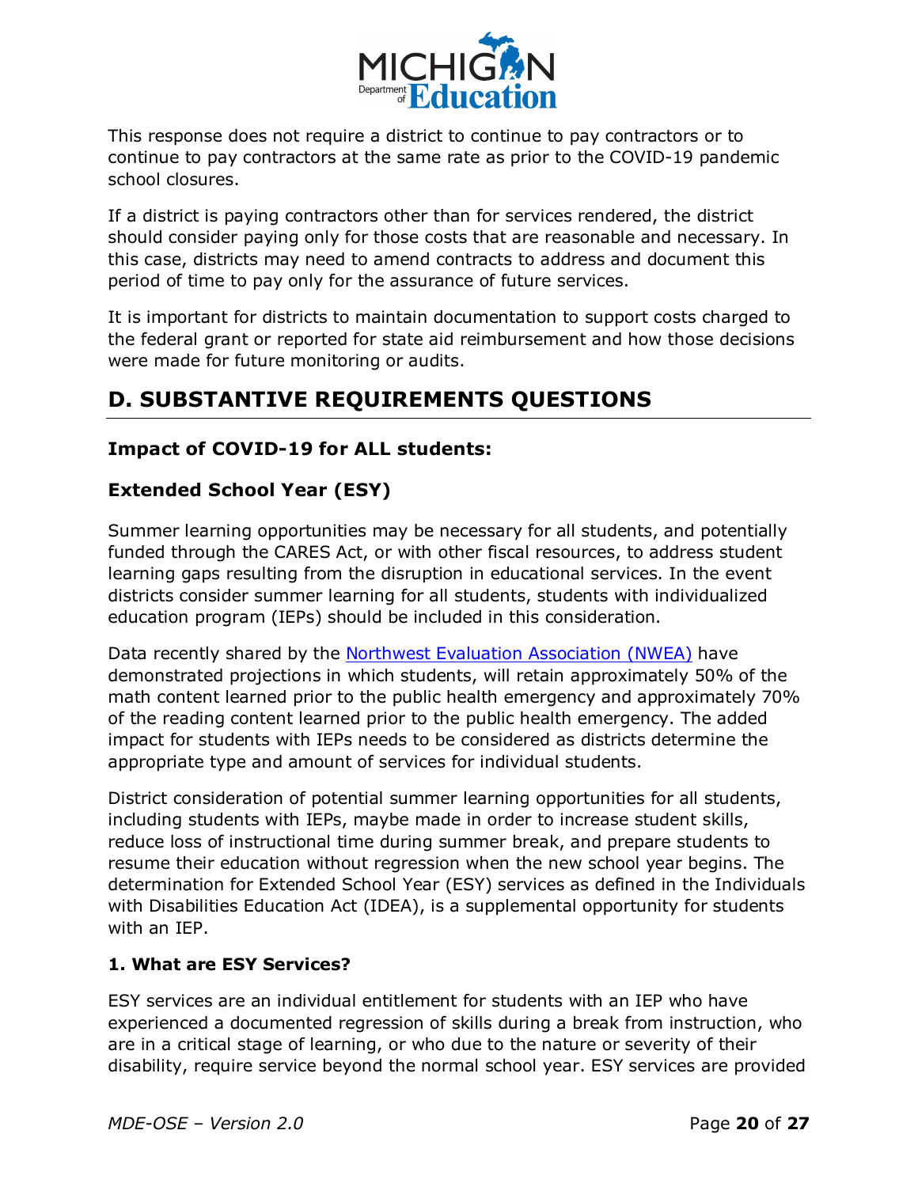This response does not require a district to continue to pay contractors or to continue to pay contractors at the same rate as prior to the COVID-19 pandemic school closures.

If a district is paying contractors other than for services rendered, the district should consider paying only for those costs that are reasonable and necessary. In this case, districts may need to amend contracts to address and document this period of time to pay only for the assurance of future services.

It is important for districts to maintain documentation to support costs charged to the federal grant or reported for state aid reimbursement and how those decisions were made for future monitoring or audits.

## D. SUBSTANTIVE REQUIREMENTS QUESTIONS

### Impact of COVID-19 for ALL students:

### Extended School Year (ESY)

Summer learning opportunities may be necessary for all students, and potentially funded through the CARES Act, or with other fiscal resources, to address student learning gaps resulting from the disruption in educational services. In the event districts consider summer learning for all students, students with individualized education program (IEPs) should be included in this consideration.

Data recently shared by the [Northwest Evaluation Association (NWEA)] have demonstrated projections in which students, will retain approximately 50% of the math content learned prior to the public health emergency and approximately 70% of the reading content learned prior to the public health emergency. The added impact for students with IEPs needs to be considered as districts determine the appropriate type and amount of services for individual students.

District consideration of potential summer learning opportunities for all students, including students with IEPs, maybe made in order to increase student skills, reduce loss of instructional time during summer break, and prepare students to resume their education without regression when the new school year begins. The determination for Extended School Year (ESY) services as defined in the Individuals with Disabilities Education Act (IDEA), is a supplemental opportunity for students with an IEP.

#### 1. What are ESY Services?

ESY services are an individual entitlement for students with an IEP who have experienced a documented regression of skills during a break from instruction, who are in a critical stage of learning, or who due to the nature or severity of their disability, require service beyond the normal school year. ESY services are provided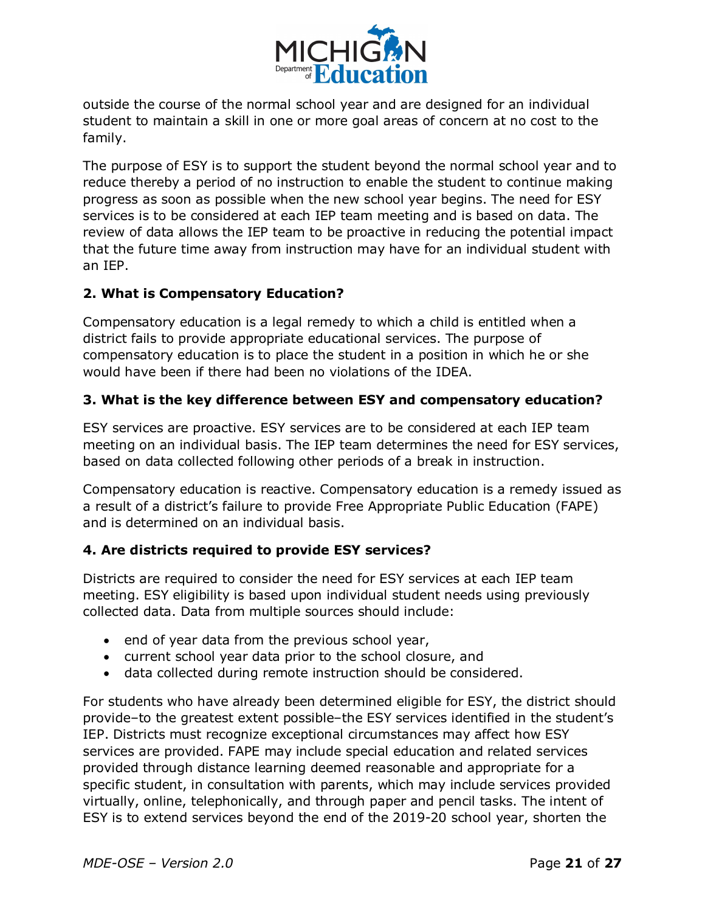outside the course of the normal school year and are designed for an individual student to maintain a skill in one or more goal areas of concern at no cost to the family.

The purpose of ESY is to support the student beyond the normal school year and to reduce thereby a period of no instruction to enable the student to continue making progress as soon as possible when the new school year begins. The need for ESY services is to be considered at each IEP team meeting and is based on data. The review of data allows the IEP team to be proactive in reducing the potential impact that the future time away from instruction may have for an individual student with an IEP.

### 2. What is Compensatory Education?

Compensatory education is a legal remedy to which a child is entitled when a district fails to provide appropriate educational services. The purpose of compensatory education is to place the student in a position in which he or she would have been if there had been no violations of the IDEA.

### 3. What is the key difference between ESY and compensatory education?

ESY services are proactive. ESY services are to be considered at each IEP team meeting on an individual basis. The IEP team determines the need for ESY services, based on data collected following other periods of a break in instruction.

Compensatory education is reactive. Compensatory education is a remedy issued as a result of a district's failure to provide Free Appropriate Public Education (FAPE) and is determined on an individual basis.

### 4. Are districts required to provide ESY services?

Districts are required to consider the need for ESY services at each IEP team meeting. ESY eligibility is based upon individual student needs using previously collected data. Data from multiple sources should include:

- end of year data from the previous school year,
- current school year data prior to the school closure, and
- data collected during remote instruction should be considered.

For students who have already been determined eligible for ESY, the district should provide–to the greatest extent possible–the ESY services identified in the student's IEP. Districts must recognize exceptional circumstances may affect how ESY services are provided. FAPE may include special education and related services provided through distance learning deemed reasonable and appropriate for a specific student, in consultation with parents, which may include services provided virtually, online, telephonically, and through paper and pencil tasks. The intent of ESY is to extend services beyond the end of the 2019-20 school year, shorten the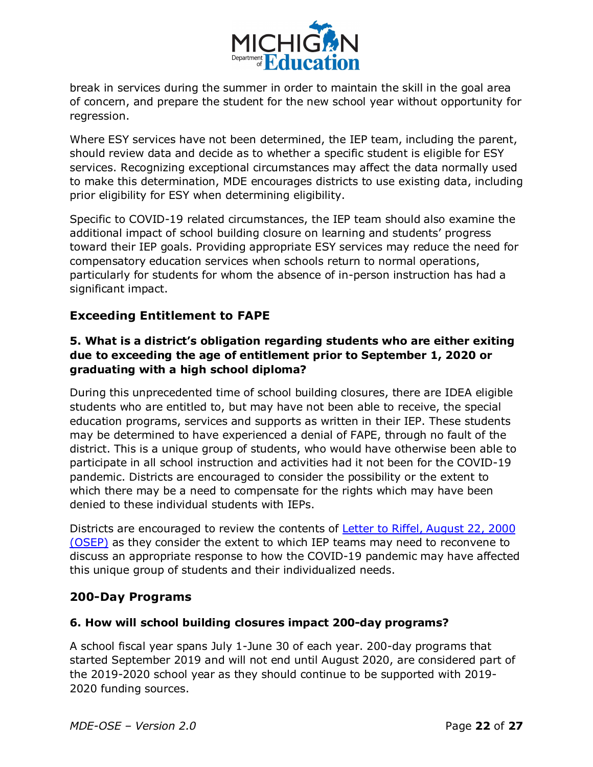break in services during the summer in order to maintain the skill in the goal area of concern, and prepare the student for the new school year without opportunity for regression.

Where ESY services have not been determined, the IEP team, including the parent, should review data and decide as to whether a specific student is eligible for ESY services. Recognizing exceptional circumstances may affect the data normally used to make this determination, MDE encourages districts to use existing data, including prior eligibility for ESY when determining eligibility.

Specific to COVID-19 related circumstances, the IEP team should also examine the additional impact of school building closure on learning and students' progress toward their IEP goals. Providing appropriate ESY services may reduce the need for compensatory education services when schools return to normal operations, particularly for students for whom the absence of in-person instruction has had a significant impact.

## Exceeding Entitlement to FAPE

### 5. What is a district's obligation regarding students who are either exiting due to exceeding the age of entitlement prior to September 1, 2020 or graduating with a high school diploma?

During this unprecedented time of school building closures, there are IDEA eligible students who are entitled to, but may have not been able to receive, the special education programs, services and supports as written in their IEP. These students may be determined to have experienced a denial of FAPE, through no fault of the district. This is a unique group of students, who would have otherwise been able to participate in all school instruction and activities had it not been for the COVID-19 pandemic. Districts are encouraged to consider the possibility or the extent to which there may be a need to compensate for the rights which may have been denied to these individual students with IEPs.

Districts are encouraged to review the contents of Letter to Riffel, August 22, 2000 (OSEP) as they consider the extent to which IEP teams may need to reconvene to discuss an appropriate response to how the COVID-19 pandemic may have affected this unique group of students and their individualized needs.

## 200-Day Programs

### 6. How will school building closures impact 200-day programs?

A school fiscal year spans July 1-June 30 of each year. 200-day programs that started September 2019 and will not end until August 2020, are considered part of the 2019-2020 school year as they should continue to be supported with 2019-2020 funding sources.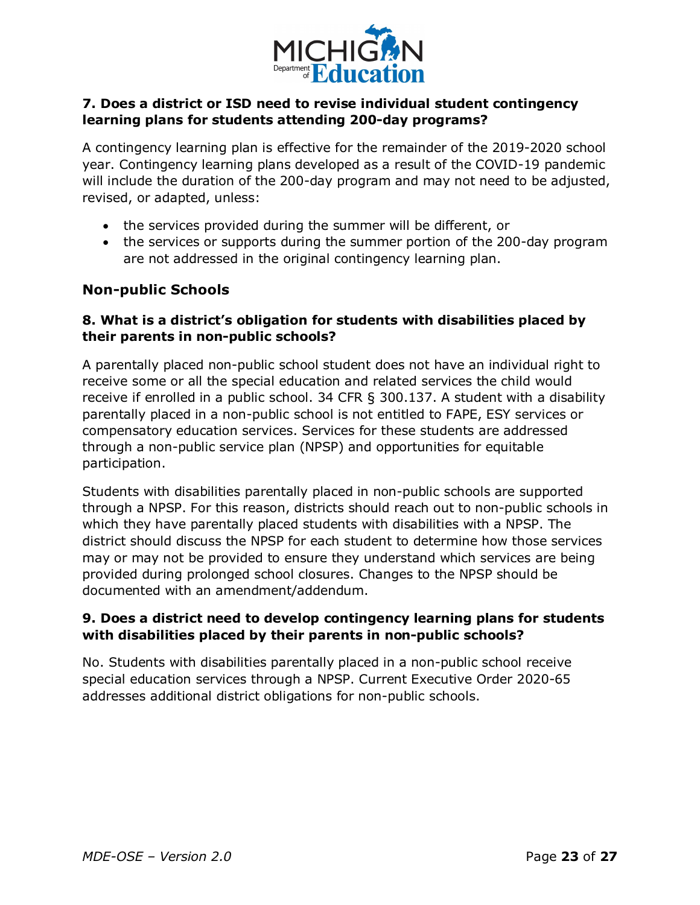**7. Does a district or ISD need to revise individual student contingency learning plans for students attending 200-day programs?**

A contingency learning plan is effective for the remainder of the 2019-2020 school year. Contingency learning plans developed as a result of the COVID-19 pandemic will include the duration of the 200-day program and may not need to be adjusted, revised, or adapted, unless:

- the services provided during the summer will be different, or
- the services or supports during the summer portion of the 200-day program are not addressed in the original contingency learning plan.

## Non-public Schools

**8. What is a district's obligation for students with disabilities placed by their parents in non-public schools?**

A parentally placed non-public school student does not have an individual right to receive some or all the special education and related services the child would receive if enrolled in a public school. 34 CFR § 300.137. A student with a disability parentally placed in a non-public school is not entitled to FAPE, ESY services or compensatory education services. Services for these students are addressed through a non-public service plan (NPSP) and opportunities for equitable participation.

Students with disabilities parentally placed in non-public schools are supported through a NPSP. For this reason, districts should reach out to non-public schools in which they have parentally placed students with disabilities with a NPSP. The district should discuss the NPSP for each student to determine how those services may or may not be provided to ensure they understand which services are being provided during prolonged school closures. Changes to the NPSP should be documented with an amendment/addendum.

**9. Does a district need to develop contingency learning plans for students with disabilities placed by their parents in non-public schools?**

No. Students with disabilities parentally placed in a non-public school receive special education services through a NPSP. Current Executive Order 2020-65 addresses additional district obligations for non-public schools.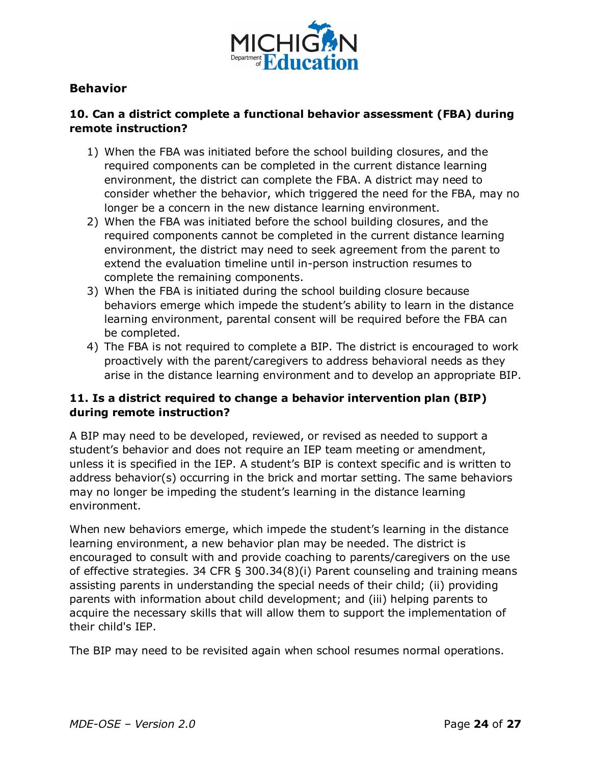## Behavior

### 10. Can a district complete a functional behavior assessment (FBA) during remote instruction?

1) When the FBA was initiated before the school building closures, and the required components can be completed in the current distance learning environment, the district can complete the FBA. A district may need to consider whether the behavior, which triggered the need for the FBA, may no longer be a concern in the new distance learning environment.
2) When the FBA was initiated before the school building closures, and the required components cannot be completed in the current distance learning environment, the district may need to seek agreement from the parent to extend the evaluation timeline until in-person instruction resumes to complete the remaining components.
3) When the FBA is initiated during the school building closure because behaviors emerge which impede the student's ability to learn in the distance learning environment, parental consent will be required before the FBA can be completed.
4) The FBA is not required to complete a BIP. The district is encouraged to work proactively with the parent/caregivers to address behavioral needs as they arise in the distance learning environment and to develop an appropriate BIP.

### 11. Is a district required to change a behavior intervention plan (BIP) during remote instruction?

A BIP may need to be developed, reviewed, or revised as needed to support a student's behavior and does not require an IEP team meeting or amendment, unless it is specified in the IEP. A student's BIP is context specific and is written to address behavior(s) occurring in the brick and mortar setting. The same behaviors may no longer be impeding the student's learning in the distance learning environment.

When new behaviors emerge, which impede the student's learning in the distance learning environment, a new behavior plan may be needed. The district is encouraged to consult with and provide coaching to parents/caregivers on the use of effective strategies. 34 CFR § 300.34(8)(i) Parent counseling and training means assisting parents in understanding the special needs of their child; (ii) providing parents with information about child development; and (iii) helping parents to acquire the necessary skills that will allow them to support the implementation of their child's IEP.

The BIP may need to be revisited again when school resumes normal operations.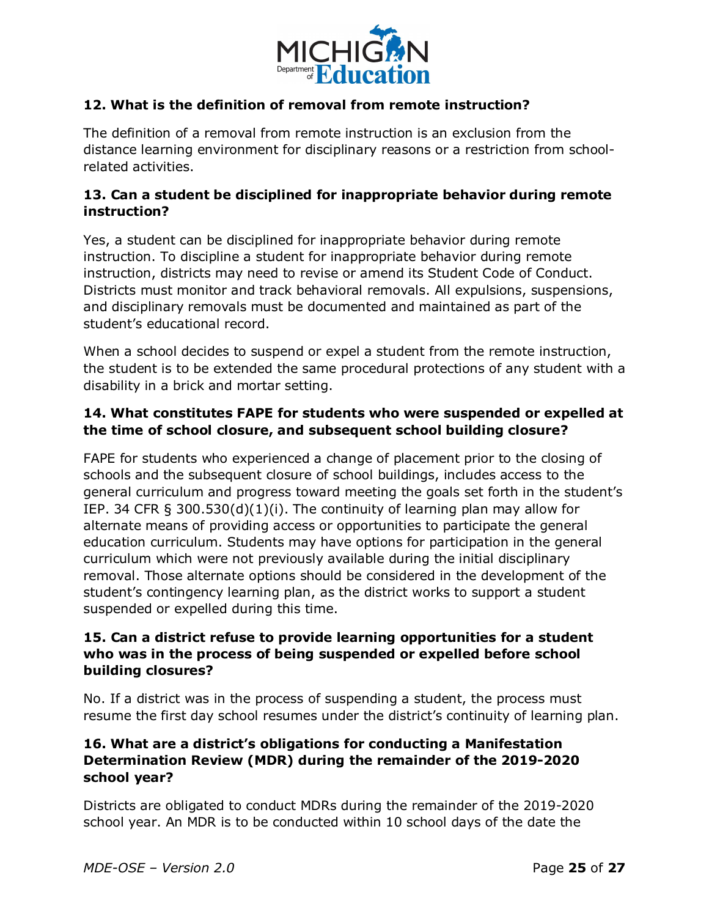### 12. What is the definition of removal from remote instruction?

The definition of a removal from remote instruction is an exclusion from the distance learning environment for disciplinary reasons or a restriction from school-related activities.

### 13. Can a student be disciplined for inappropriate behavior during remote instruction?

Yes, a student can be disciplined for inappropriate behavior during remote instruction. To discipline a student for inappropriate behavior during remote instruction, districts may need to revise or amend its Student Code of Conduct. Districts must monitor and track behavioral removals. All expulsions, suspensions, and disciplinary removals must be documented and maintained as part of the student's educational record.

When a school decides to suspend or expel a student from the remote instruction, the student is to be extended the same procedural protections of any student with a disability in a brick and mortar setting.

### 14. What constitutes FAPE for students who were suspended or expelled at the time of school closure, and subsequent school building closure?

FAPE for students who experienced a change of placement prior to the closing of schools and the subsequent closure of school buildings, includes access to the general curriculum and progress toward meeting the goals set forth in the student's IEP. 34 CFR § 300.530(d)(1)(i). The continuity of learning plan may allow for alternate means of providing access or opportunities to participate the general education curriculum. Students may have options for participation in the general curriculum which were not previously available during the initial disciplinary removal. Those alternate options should be considered in the development of the student's contingency learning plan, as the district works to support a student suspended or expelled during this time.

### 15. Can a district refuse to provide learning opportunities for a student who was in the process of being suspended or expelled before school building closures?

No. If a district was in the process of suspending a student, the process must resume the first day school resumes under the district's continuity of learning plan.

### 16. What are a district's obligations for conducting a Manifestation Determination Review (MDR) during the remainder of the 2019-2020 school year?

Districts are obligated to conduct MDRs during the remainder of the 2019-2020 school year. An MDR is to be conducted within 10 school days of the date the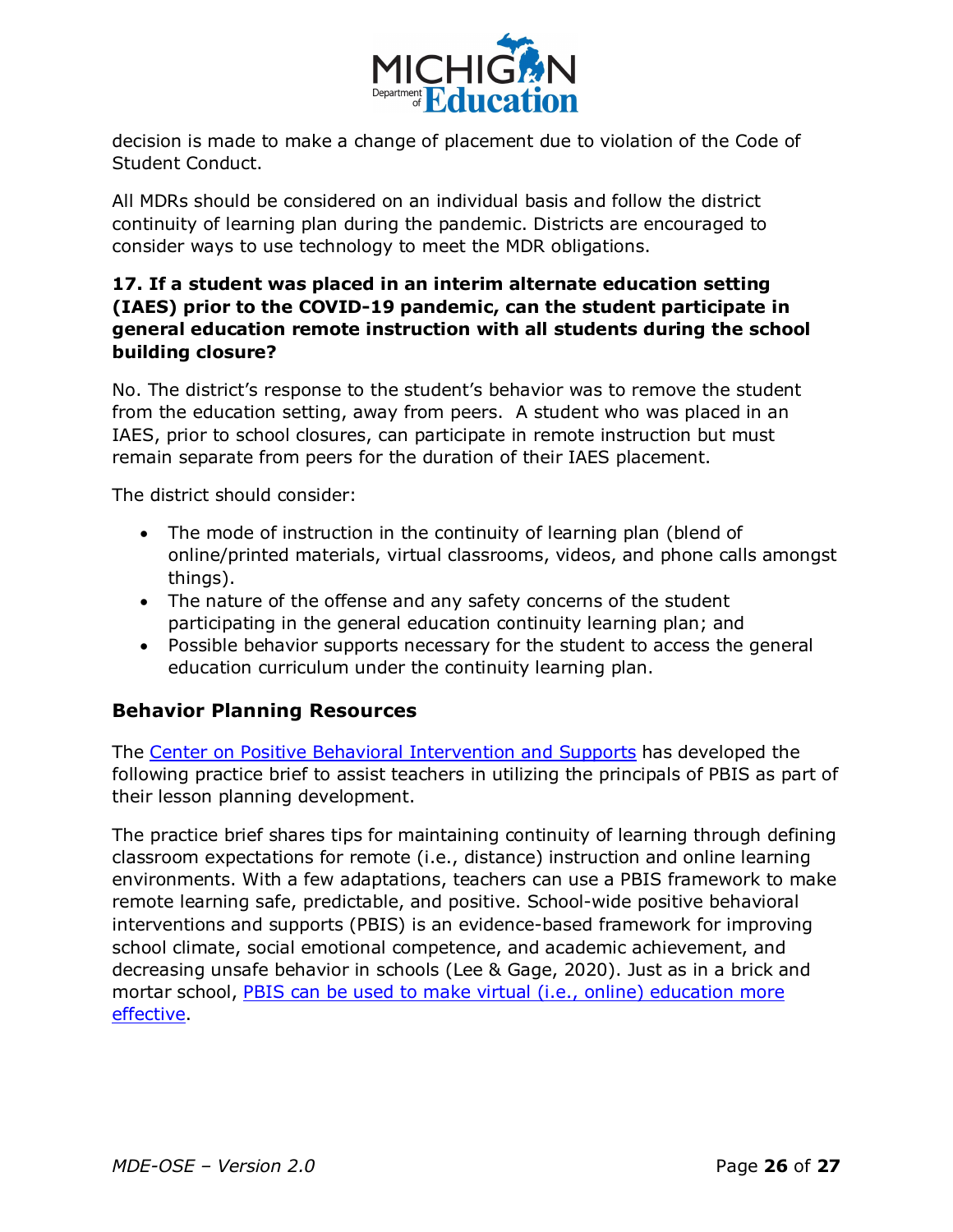decision is made to make a change of placement due to violation of the Code of Student Conduct.

All MDRs should be considered on an individual basis and follow the district continuity of learning plan during the pandemic. Districts are encouraged to consider ways to use technology to meet the MDR obligations.

**17. If a student was placed in an interim alternate education setting (IAES) prior to the COVID-19 pandemic, can the student participate in general education remote instruction with all students during the school building closure?**

No. The district's response to the student's behavior was to remove the student from the education setting, away from peers. A student who was placed in an IAES, prior to school closures, can participate in remote instruction but must remain separate from peers for the duration of their IAES placement.

The district should consider:

- The mode of instruction in the continuity of learning plan (blend of online/printed materials, virtual classrooms, videos, and phone calls amongst things).
- The nature of the offense and any safety concerns of the student participating in the general education continuity learning plan; and
- Possible behavior supports necessary for the student to access the general education curriculum under the continuity learning plan.

### Behavior Planning Resources

The Center on Positive Behavioral Intervention and Supports has developed the following practice brief to assist teachers in utilizing the principals of PBIS as part of their lesson planning development.

The practice brief shares tips for maintaining continuity of learning through defining classroom expectations for remote (i.e., distance) instruction and online learning environments. With a few adaptations, teachers can use a PBIS framework to make remote learning safe, predictable, and positive. School-wide positive behavioral interventions and supports (PBIS) is an evidence-based framework for improving school climate, social emotional competence, and academic achievement, and decreasing unsafe behavior in schools (Lee & Gage, 2020). Just as in a brick and mortar school, PBIS can be used to make virtual (i.e., online) education more effective.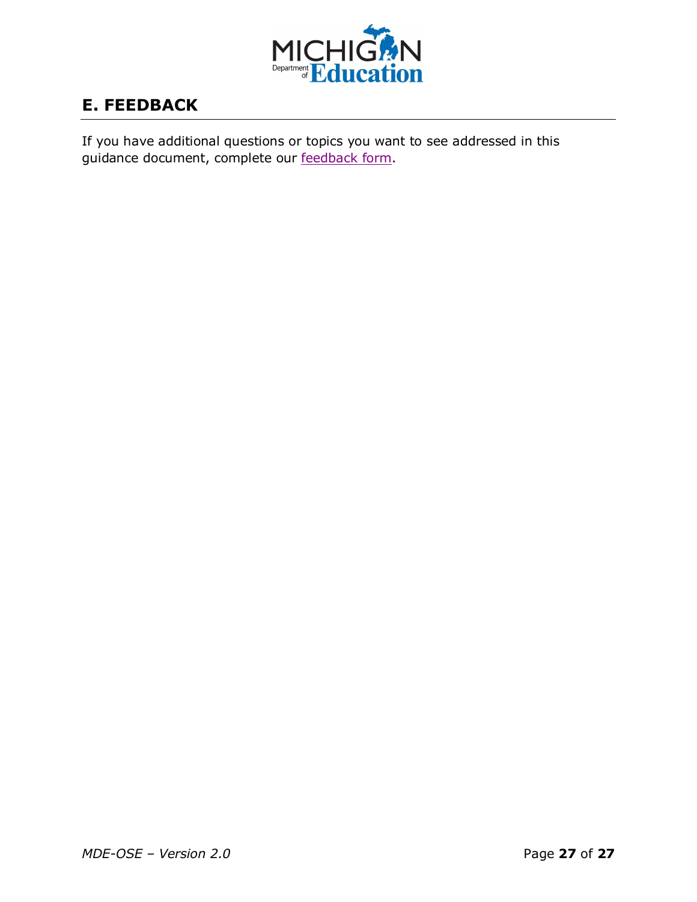## E. FEEDBACK

If you have additional questions or topics you want to see addressed in this guidance document, complete our feedback form.